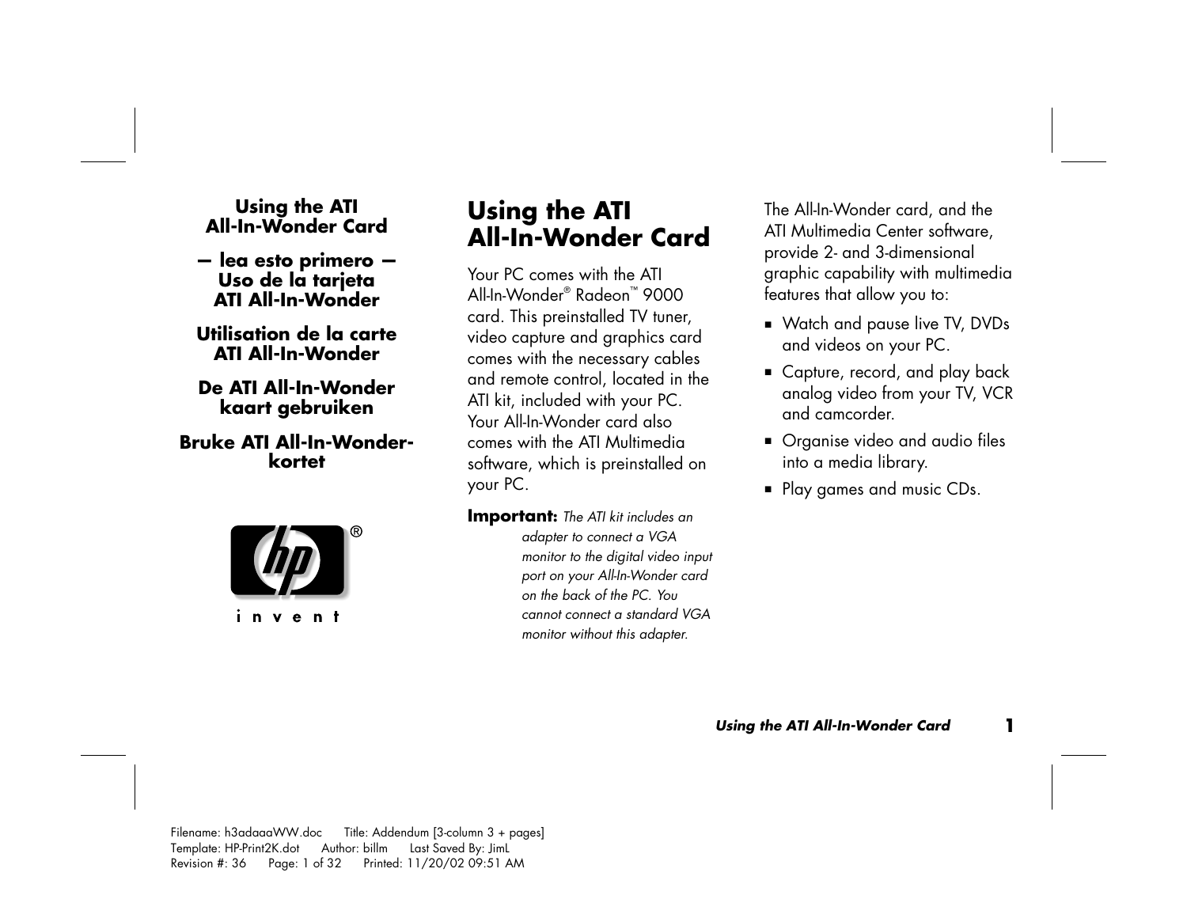**Using the ATI All-In-Wonder Card**

**— lea esto primero — Uso de la tarjeta ATI All-In-Wonder**

**Utilisation de la carte ATI All-In-Wonder**

**De ATI All-In-Wonder kaart gebruiken**

**Bruke ATI All-In-Wonder-kortet**

i n v e n t

# Using the ATI All-In-Wonder Card

Your PC comes with the ATI All-In-Wonder® Radeon™ 9000 card. This preinstalled TV tuner, video capture and graphics card comes with the necessary cables and remote control, located in the ATI kit, included with your PC. Your All-In-Wonder card also comes with the ATI Multimedia software, which is preinstalled on your PC.

**Important:** *The ATI kit includes an adapter to connect a VGA monitor to the digital video input port on your All-In-Wonder card on the back of the PC. You cannot connect a standard VGA monitor without this adapter.*

The All-In-Wonder card, and the ATI Multimedia Center software, provide 2- and 3-dimensional graphic capability with multimedia features that allow you to:

- Watch and pause live TV, DVDs and videos on your PC.
- Capture, record, and play back analog video from your TV, VCR and camcorder.
- Organise video and audio files into a media library.
- Play games and music CDs.

Filename: h3adaaaWW.doc Title: Addendum [3-column 3 + pages]
Template: HP-Print2K.dot Author: billm Last Saved By: JimL
Revision #: 36 Page: 1 of 32 Printed: 11/20/02 09:51 AM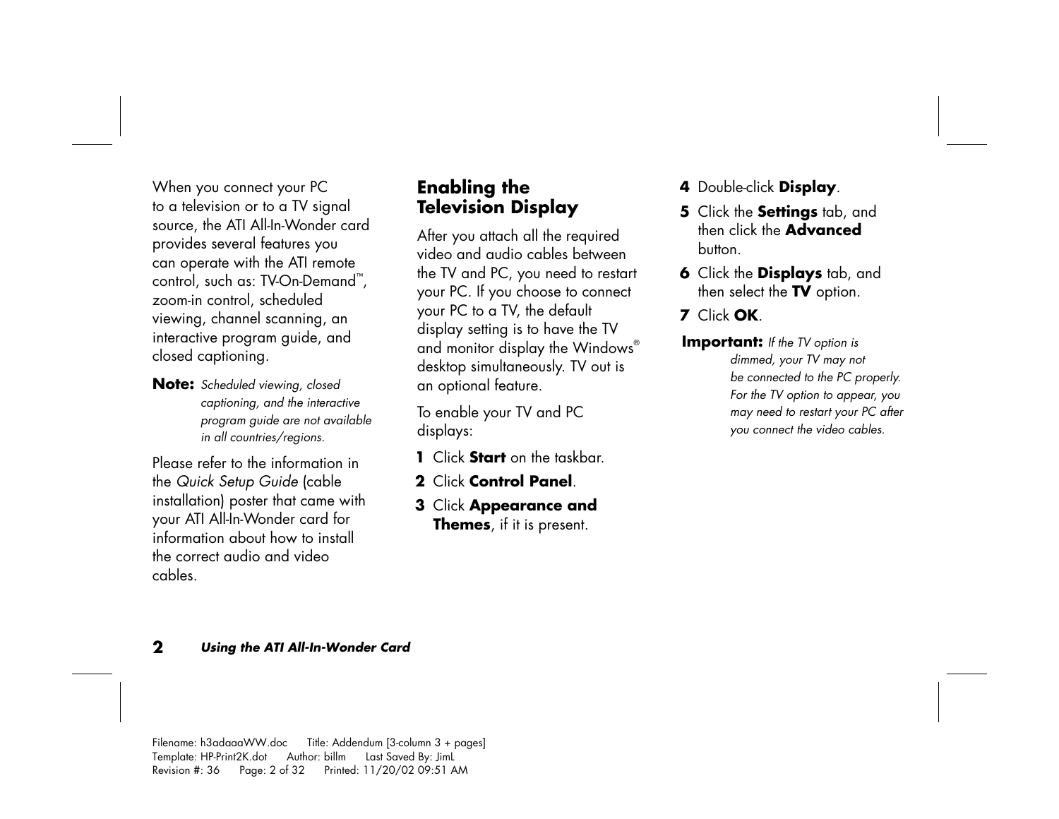When you connect your PC to a television or to a TV signal source, the ATI All-In-Wonder card provides several features you can operate with the ATI remote control, such as: TV-On-Demand™, zoom-in control, scheduled viewing, channel scanning, an interactive program guide, and closed captioning.

**Note:** *Scheduled viewing, closed captioning, and the interactive program guide are not available in all countries/regions.*

Please refer to the information in the *Quick Setup Guide* (cable installation) poster that came with your ATI All-In-Wonder card for information about how to install the correct audio and video cables.

## Enabling the Television Display

After you attach all the required video and audio cables between the TV and PC, you need to restart your PC. If you choose to connect your PC to a TV, the default display setting is to have the TV and monitor display the Windows® desktop simultaneously. TV out is an optional feature.

To enable your TV and PC displays:

1. Click **Start** on the taskbar.
2. Click **Control Panel**.
3. Click **Appearance and Themes**, if it is present.
4. Double-click **Display**.
5. Click the **Settings** tab, and then click the **Advanced** button.
6. Click the **Displays** tab, and then select the **TV** option.
7. Click **OK**.

**Important:** *If the TV option is dimmed, your TV may not be connected to the PC properly. For the TV option to appear, you may need to restart your PC after you connect the video cables.*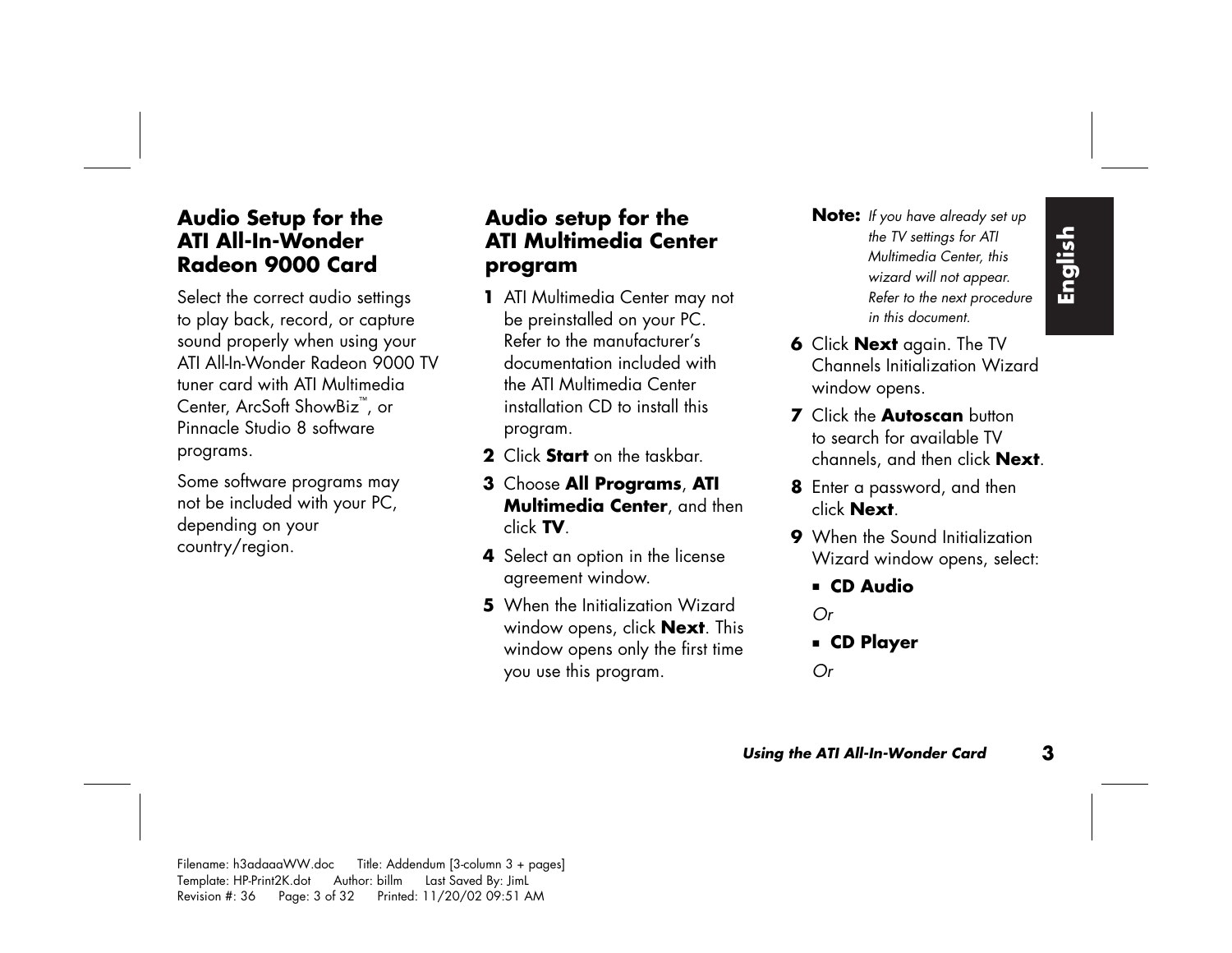## Audio Setup for the ATI All-In-Wonder Radeon 9000 Card

Select the correct audio settings to play back, record, or capture sound properly when using your ATI All-In-Wonder Radeon 9000 TV tuner card with ATI Multimedia Center, ArcSoft ShowBiz™, or Pinnacle Studio 8 software programs.

Some software programs may not be included with your PC, depending on your country/region.

## Audio setup for the ATI Multimedia Center program

1. ATI Multimedia Center may not be preinstalled on your PC. Refer to the manufacturer's documentation included with the ATI Multimedia Center installation CD to install this program.
2. Click **Start** on the taskbar.
3. Choose **All Programs**, **ATI Multimedia Center**, and then click **TV**.
4. Select an option in the license agreement window.
5. When the Initialization Wizard window opens, click **Next**. This window opens only the first time you use this program.

**Note:** *If you have already set up the TV settings for ATI Multimedia Center, this wizard will not appear. Refer to the next procedure in this document.*

6. Click **Next** again. The TV Channels Initialization Wizard window opens.
7. Click the **Autoscan** button to search for available TV channels, and then click **Next**.
8. Enter a password, and then click **Next**.
9. When the Sound Initialization Wizard window opens, select:
   - **CD Audio**

   *Or*

   - **CD Player**

   *Or*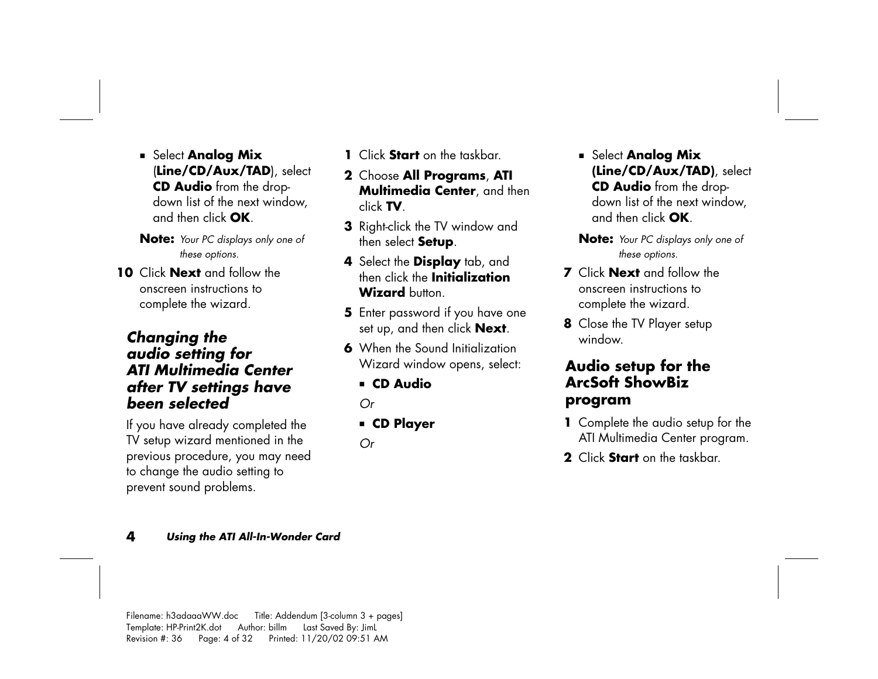- Select **Analog Mix** (**Line/CD/Aux/TAD**), select **CD Audio** from the drop-down list of the next window, and then click **OK**.

**Note:** *Your PC displays only one of these options.*

10 Click **Next** and follow the onscreen instructions to complete the wizard.

### *Changing the audio setting for ATI Multimedia Center after TV settings have been selected*

If you have already completed the TV setup wizard mentioned in the previous procedure, you may need to change the audio setting to prevent sound problems.

1. Click **Start** on the taskbar.
2. Choose **All Programs**, **ATI Multimedia Center**, and then click **TV**.
3. Right-click the TV window and then select **Setup**.
4. Select the **Display** tab, and then click the **Initialization Wizard** button.
5. Enter password if you have one set up, and then click **Next**.
6. When the Sound Initialization Wizard window opens, select:
   - **CD Audio**

   *Or*

   - **CD Player**

   *Or*

   - Select **Analog Mix (Line/CD/Aux/TAD)**, select **CD Audio** from the drop-down list of the next window, and then click **OK**.

   **Note:** *Your PC displays only one of these options.*
7. Click **Next** and follow the onscreen instructions to complete the wizard.
8. Close the TV Player setup window.

### Audio setup for the ArcSoft ShowBiz program

1. Complete the audio setup for the ATI Multimedia Center program.
2. Click **Start** on the taskbar.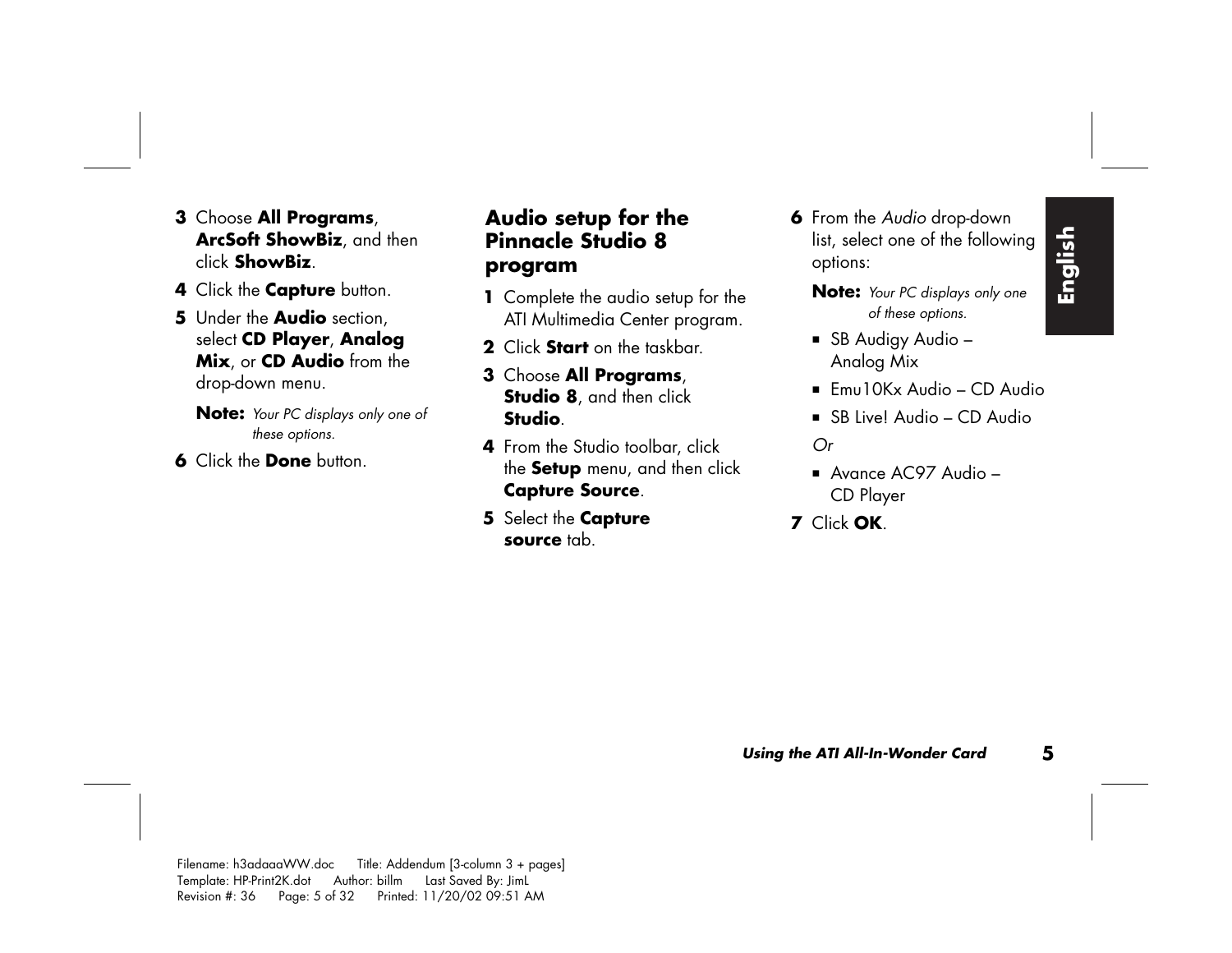3. Choose **All Programs**, **ArcSoft ShowBiz**, and then click **ShowBiz**.
4. Click the **Capture** button.
5. Under the **Audio** section, select **CD Player**, **Analog Mix**, or **CD Audio** from the drop-down menu.

   **Note:** *Your PC displays only one of these options.*

6. Click the **Done** button.

## Audio setup for the Pinnacle Studio 8 program

1. Complete the audio setup for the ATI Multimedia Center program.
2. Click **Start** on the taskbar.
3. Choose **All Programs**, **Studio 8**, and then click **Studio**.
4. From the Studio toolbar, click the **Setup** menu, and then click **Capture Source**.
5. Select the **Capture source** tab.
6. From the *Audio* drop-down list, select one of the following options:

   **Note:** *Your PC displays only one of these options.*

   - SB Audigy Audio – Analog Mix
   - Emu10Kx Audio – CD Audio
   - SB Live! Audio – CD Audio

   *Or*

   - Avance AC97 Audio – CD Player

7. Click **OK**.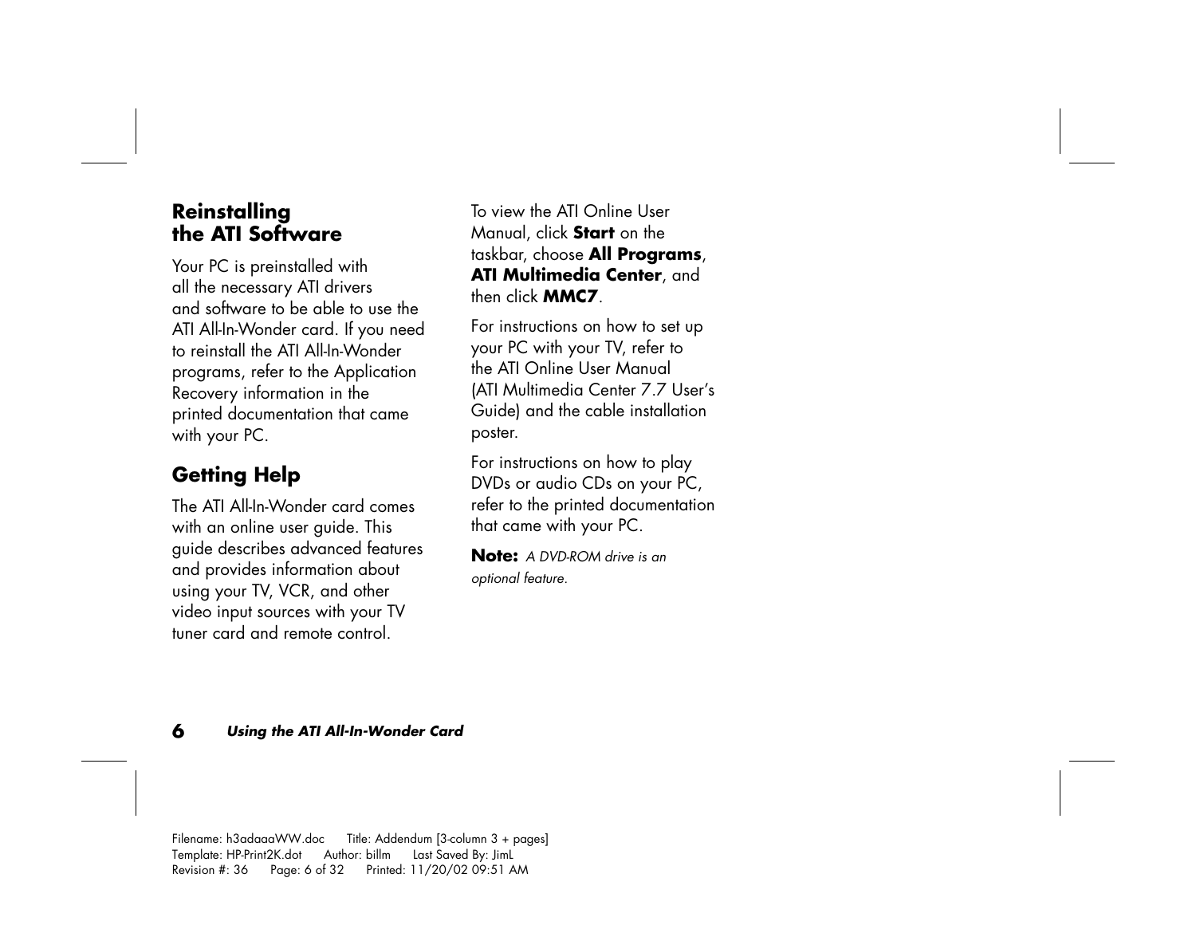## Reinstalling the ATI Software

Your PC is preinstalled with all the necessary ATI drivers and software to be able to use the ATI All-In-Wonder card. If you need to reinstall the ATI All-In-Wonder programs, refer to the Application Recovery information in the printed documentation that came with your PC.

## Getting Help

The ATI All-In-Wonder card comes with an online user guide. This guide describes advanced features and provides information about using your TV, VCR, and other video input sources with your TV tuner card and remote control.

To view the ATI Online User Manual, click **Start** on the taskbar, choose **All Programs**, **ATI Multimedia Center**, and then click **MMC7**.

For instructions on how to set up your PC with your TV, refer to the ATI Online User Manual (ATI Multimedia Center 7.7 User's Guide) and the cable installation poster.

For instructions on how to play DVDs or audio CDs on your PC, refer to the printed documentation that came with your PC.

**Note:** *A DVD-ROM drive is an optional feature.*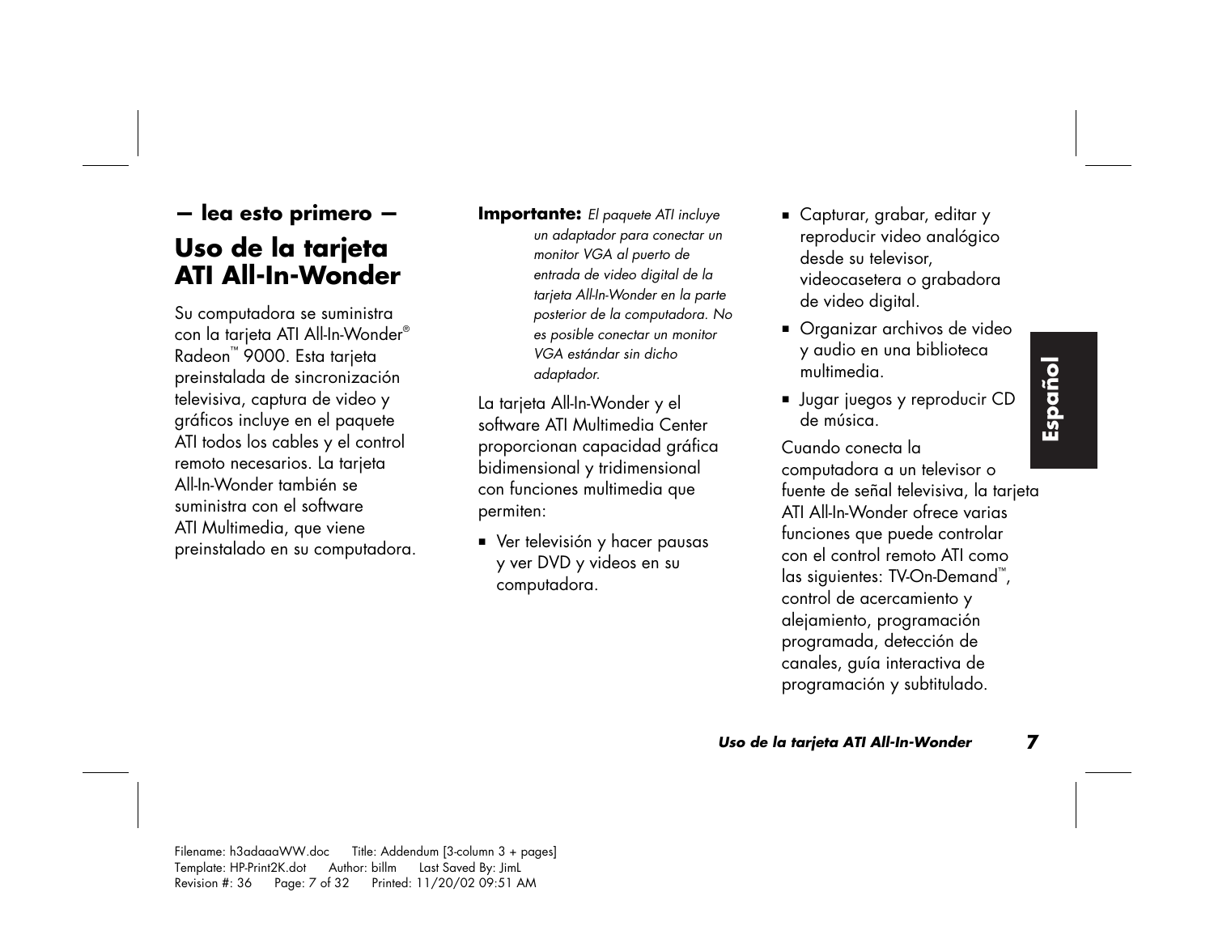**— lea esto primero —**

# Uso de la tarjeta ATI All-In-Wonder

Su computadora se suministra con la tarjeta ATI All-In-Wonder® Radeon™ 9000. Esta tarjeta preinstalada de sincronización televisiva, captura de video y gráficos incluye en el paquete ATI todos los cables y el control remoto necesarios. La tarjeta All-In-Wonder también se suministra con el software ATI Multimedia, que viene preinstalado en su computadora.

**Importante:** *El paquete ATI incluye un adaptador para conectar un monitor VGA al puerto de entrada de video digital de la tarjeta All-In-Wonder en la parte posterior de la computadora. No es posible conectar un monitor VGA estándar sin dicho adaptador.*

La tarjeta All-In-Wonder y el software ATI Multimedia Center proporcionan capacidad gráfica bidimensional y tridimensional con funciones multimedia que permiten:

- Ver televisión y hacer pausas y ver DVD y videos en su computadora.
- Capturar, grabar, editar y reproducir video analógico desde su televisor, videocasetera o grabadora de video digital.
- Organizar archivos de video y audio en una biblioteca multimedia.
- Jugar juegos y reproducir CD de música.

Cuando conecta la computadora a un televisor o fuente de señal televisiva, la tarjeta ATI All-In-Wonder ofrece varias funciones que puede controlar con el control remoto ATI como las siguientes: TV-On-Demand™, control de acercamiento y alejamiento, programación programada, detección de canales, guía interactiva de programación y subtitulado.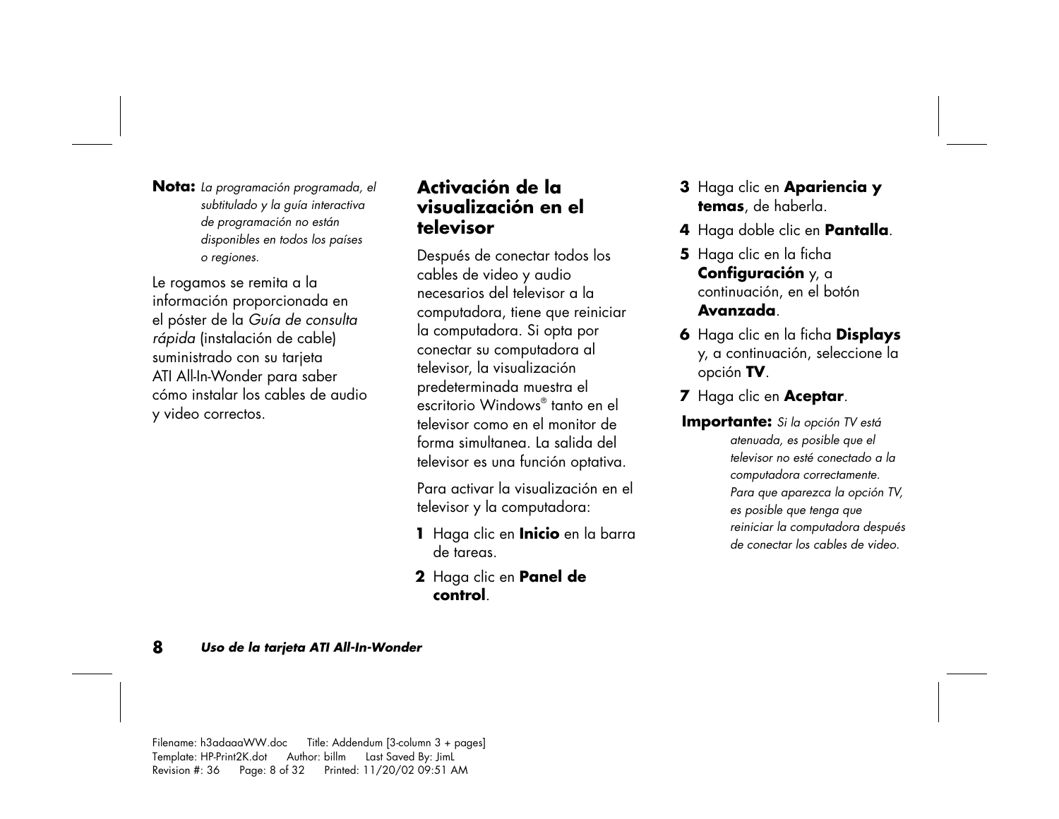**Nota:** *La programación programada, el subtitulado y la guía interactiva de programación no están disponibles en todos los países o regiones.*

Le rogamos se remita a la información proporcionada en el póster de la *Guía de consulta rápida* (instalación de cable) suministrado con su tarjeta ATI All-In-Wonder para saber cómo instalar los cables de audio y video correctos.

## Activación de la visualización en el televisor

Después de conectar todos los cables de video y audio necesarios del televisor a la computadora, tiene que reiniciar la computadora. Si opta por conectar su computadora al televisor, la visualización predeterminada muestra el escritorio Windows® tanto en el televisor como en el monitor de forma simultanea. La salida del televisor es una función optativa.

Para activar la visualización en el televisor y la computadora:

1. Haga clic en **Inicio** en la barra de tareas.
2. Haga clic en **Panel de control**.
3. Haga clic en **Apariencia y temas**, de haberla.
4. Haga doble clic en **Pantalla**.
5. Haga clic en la ficha **Configuración** y, a continuación, en el botón **Avanzada**.
6. Haga clic en la ficha **Displays** y, a continuación, seleccione la opción **TV**.
7. Haga clic en **Aceptar**.

**Importante:** *Si la opción TV está atenuada, es posible que el televisor no esté conectado a la computadora correctamente. Para que aparezca la opción TV, es posible que tenga que reiniciar la computadora después de conectar los cables de video.*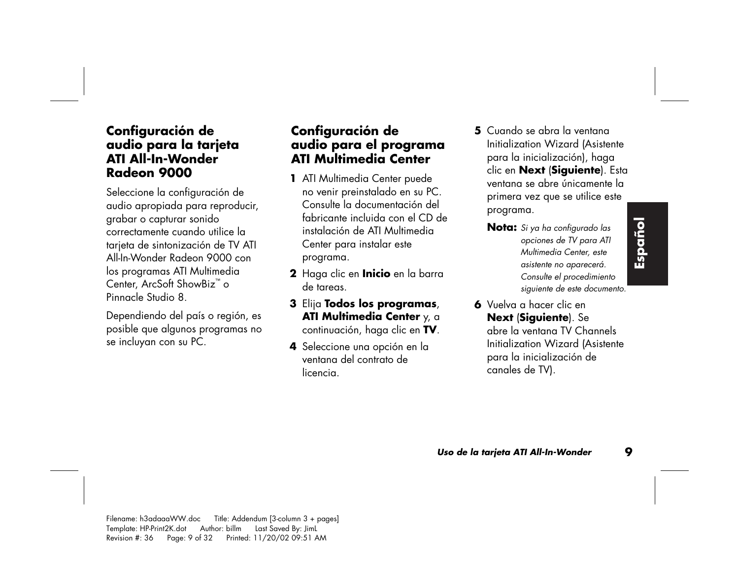## Configuración de audio para la tarjeta ATI All-In-Wonder Radeon 9000

Seleccione la configuración de audio apropiada para reproducir, grabar o capturar sonido correctamente cuando utilice la tarjeta de sintonización de TV ATI All-In-Wonder Radeon 9000 con los programas ATI Multimedia Center, ArcSoft ShowBiz™ o Pinnacle Studio 8.

Dependiendo del país o región, es posible que algunos programas no se incluyan con su PC.

## Configuración de audio para el programa ATI Multimedia Center

1. ATI Multimedia Center puede no venir preinstalado en su PC. Consulte la documentación del fabricante incluida con el CD de instalación de ATI Multimedia Center para instalar este programa.
2. Haga clic en **Inicio** en la barra de tareas.
3. Elija **Todos los programas**, **ATI Multimedia Center** y, a continuación, haga clic en **TV**.
4. Seleccione una opción en la ventana del contrato de licencia.
5. Cuando se abra la ventana Initialization Wizard (Asistente para la inicialización), haga clic en **Next** (**Siguiente**). Esta ventana se abre únicamente la primera vez que se utilice este programa.

   **Nota:** *Si ya ha configurado las opciones de TV para ATI Multimedia Center, este asistente no aparecerá. Consulte el procedimiento siguiente de este documento.*

6. Vuelva a hacer clic en **Next** (**Siguiente**). Se abre la ventana TV Channels Initialization Wizard (Asistente para la inicialización de canales de TV).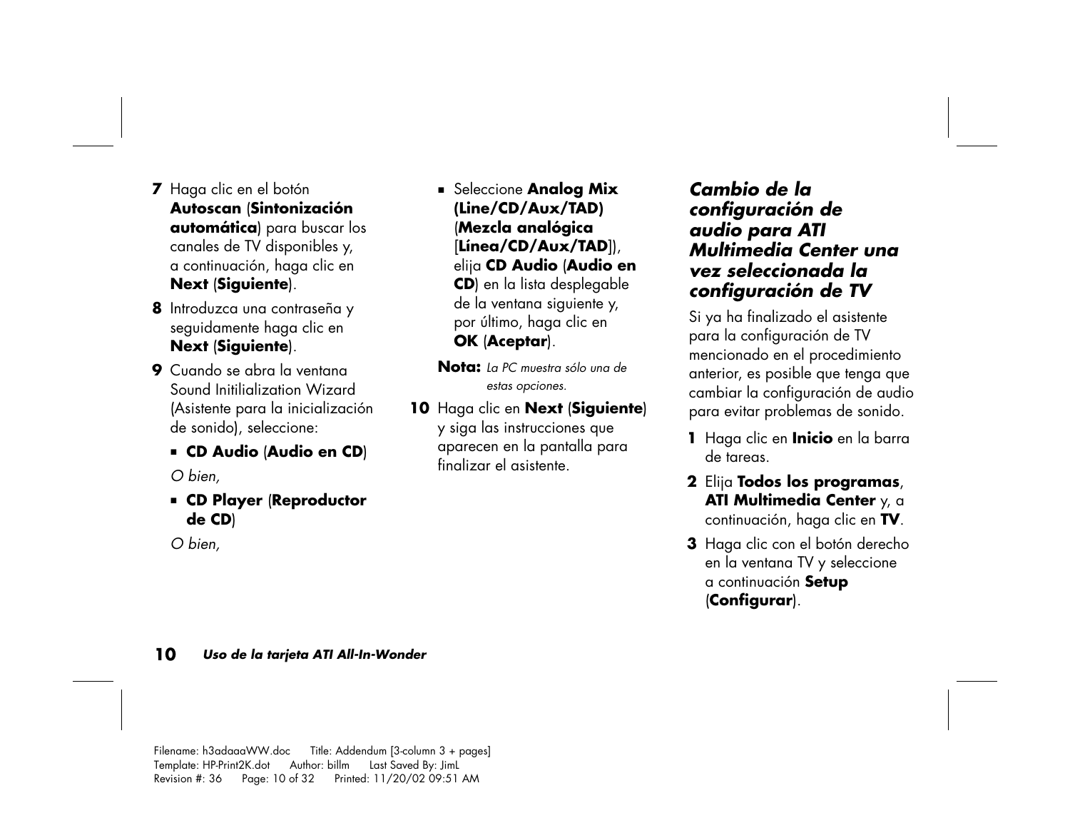7 Haga clic en el botón **Autoscan** (**Sintonización automática**) para buscar los canales de TV disponibles y, a continuación, haga clic en **Next** (**Siguiente**).

8 Introduzca una contraseña y seguidamente haga clic en **Next** (**Siguiente**).

9 Cuando se abra la ventana Sound Initilialization Wizard (Asistente para la inicialización de sonido), seleccione:

   - **CD Audio** (**Audio en CD**)

   *O bien,*

   - **CD Player** (**Reproductor de CD**)

   *O bien,*

   - Seleccione **Analog Mix (Line/CD/Aux/TAD)** (**Mezcla analógica** [**Línea/CD/Aux/TAD**]), elija **CD Audio** (**Audio en CD**) en la lista desplegable de la ventana siguiente y, por último, haga clic en **OK** (**Aceptar**).

   **Nota:** *La PC muestra sólo una de estas opciones.*

10 Haga clic en **Next** (**Siguiente**) y siga las instrucciones que aparecen en la pantalla para finalizar el asistente.

## *Cambio de la configuración de audio para ATI Multimedia Center una vez seleccionada la configuración de TV*

Si ya ha finalizado el asistente para la configuración de TV mencionado en el procedimiento anterior, es posible que tenga que cambiar la configuración de audio para evitar problemas de sonido.

1 Haga clic en **Inicio** en la barra de tareas.

2 Elija **Todos los programas**, **ATI Multimedia Center** y, a continuación, haga clic en **TV**.

3 Haga clic con el botón derecho en la ventana TV y seleccione a continuación **Setup** (**Configurar**).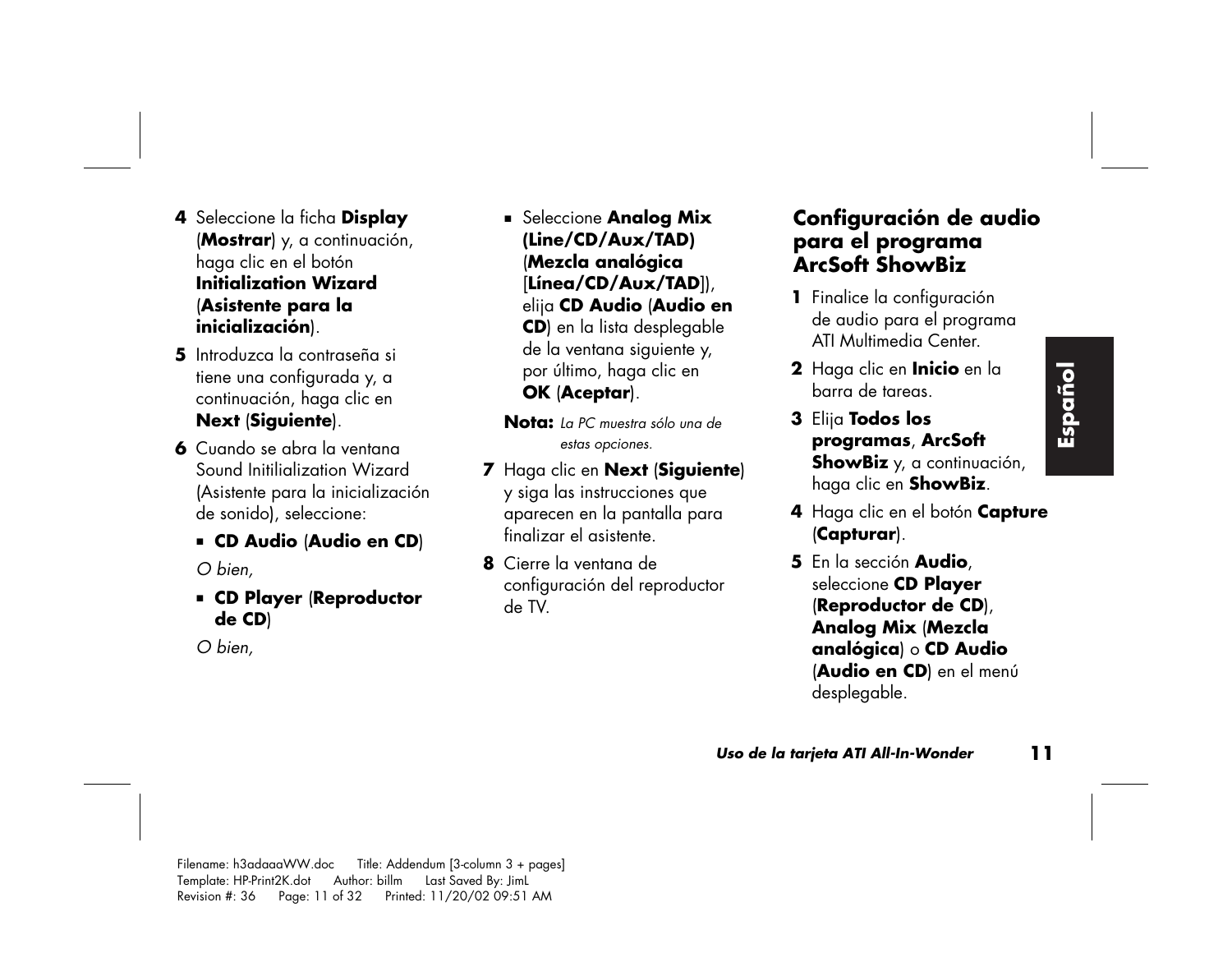4 Seleccione la ficha **Display** (**Mostrar**) y, a continuación, haga clic en el botón **Initialization Wizard** (**Asistente para la inicialización**).

5 Introduzca la contraseña si tiene una configurada y, a continuación, haga clic en **Next** (**Siguiente**).

6 Cuando se abra la ventana Sound Initilialization Wizard (Asistente para la inicialización de sonido), seleccione:

- **CD Audio** (**Audio en CD**)

*O bien,*

- **CD Player** (**Reproductor de CD**)

*O bien,*

- Seleccione **Analog Mix (Line/CD/Aux/TAD)** (**Mezcla analógica** [**Línea/CD/Aux/TAD**]), elija **CD Audio** (**Audio en CD**) en la lista desplegable de la ventana siguiente y, por último, haga clic en **OK** (**Aceptar**).

**Nota:** *La PC muestra sólo una de estas opciones.*

7 Haga clic en **Next** (**Siguiente**) y siga las instrucciones que aparecen en la pantalla para finalizar el asistente.

8 Cierre la ventana de configuración del reproductor de TV.

## Configuración de audio para el programa ArcSoft ShowBiz

1 Finalice la configuración de audio para el programa ATI Multimedia Center.

2 Haga clic en **Inicio** en la barra de tareas.

3 Elija **Todos los programas**, **ArcSoft ShowBiz** y, a continuación, haga clic en **ShowBiz**.

4 Haga clic en el botón **Capture** (**Capturar**).

5 En la sección **Audio**, seleccione **CD Player** (**Reproductor de CD**), **Analog Mix** (**Mezcla analógica**) o **CD Audio** (**Audio en CD**) en el menú desplegable.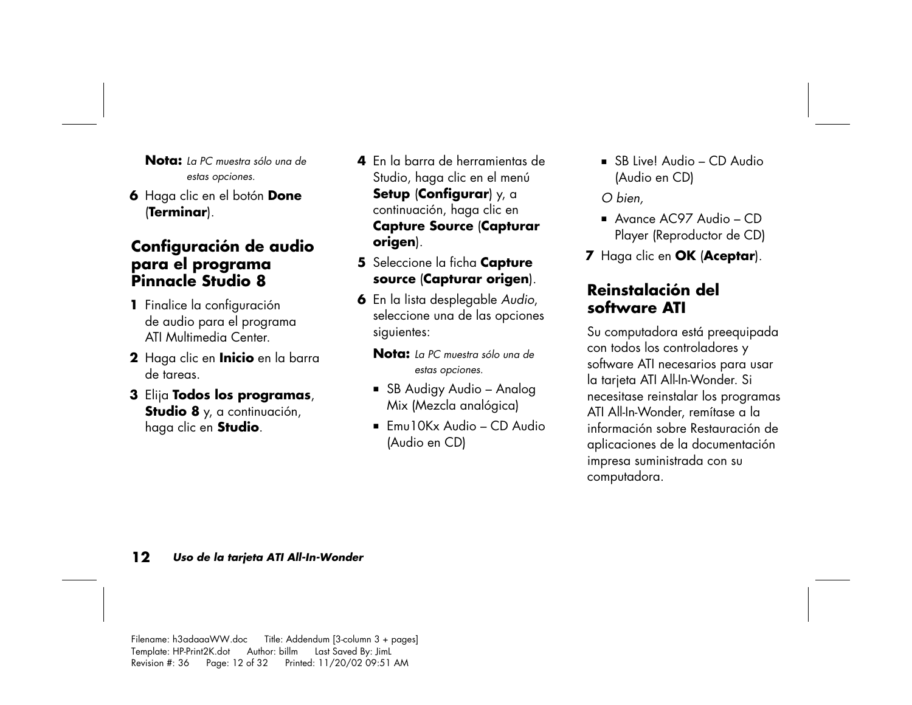**Nota:** *La PC muestra sólo una de estas opciones.*

6 Haga clic en el botón **Done** (**Terminar**).

## Configuración de audio para el programa Pinnacle Studio 8

1 Finalice la configuración de audio para el programa ATI Multimedia Center.

2 Haga clic en **Inicio** en la barra de tareas.

3 Elija **Todos los programas**, **Studio 8** y, a continuación, haga clic en **Studio**.

4 En la barra de herramientas de Studio, haga clic en el menú **Setup** (**Configurar**) y, a continuación, haga clic en **Capture Source** (**Capturar origen**).

5 Seleccione la ficha **Capture source** (**Capturar origen**).

6 En la lista desplegable *Audio*, seleccione una de las opciones siguientes:

**Nota:** *La PC muestra sólo una de estas opciones.*

- SB Audigy Audio – Analog Mix (Mezcla analógica)
- Emu10Kx Audio – CD Audio (Audio en CD)
- SB Live! Audio – CD Audio (Audio en CD)

*O bien,*

- Avance AC97 Audio – CD Player (Reproductor de CD)

7 Haga clic en **OK** (**Aceptar**).

## Reinstalación del software ATI

Su computadora está preequipada con todos los controladores y software ATI necesarios para usar la tarjeta ATI All-In-Wonder. Si necesitase reinstalar los programas ATI All-In-Wonder, remítase a la información sobre Restauración de aplicaciones de la documentación impresa suministrada con su computadora.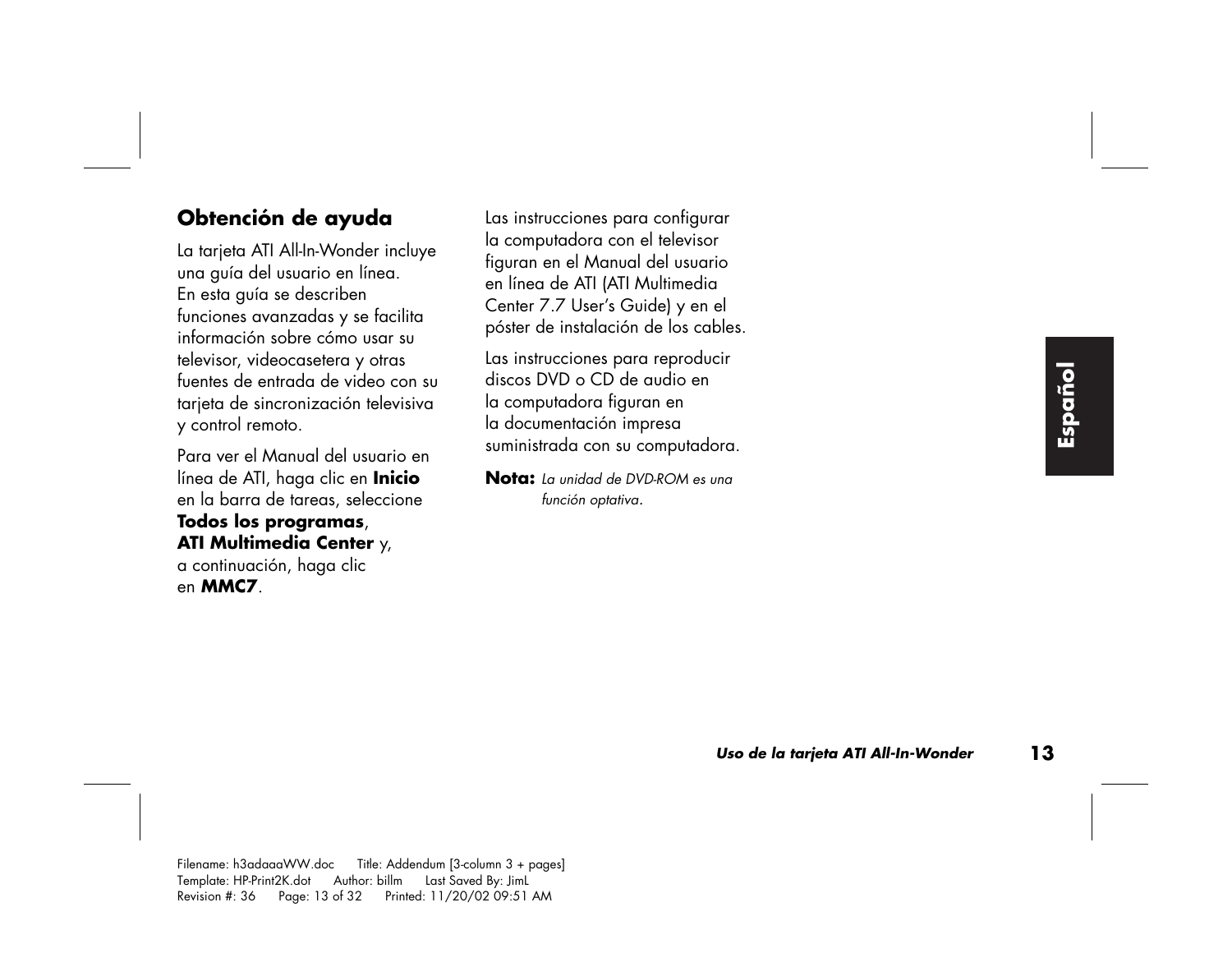## Obtención de ayuda

La tarjeta ATI All-In-Wonder incluye una guía del usuario en línea. En esta guía se describen funciones avanzadas y se facilita información sobre cómo usar su televisor, videocasetera y otras fuentes de entrada de video con su tarjeta de sincronización televisiva y control remoto.

Para ver el Manual del usuario en línea de ATI, haga clic en **Inicio** en la barra de tareas, seleccione **Todos los programas**, **ATI Multimedia Center** y, a continuación, haga clic en **MMC7**.

Las instrucciones para configurar la computadora con el televisor figuran en el Manual del usuario en línea de ATI (ATI Multimedia Center 7.7 User's Guide) y en el póster de instalación de los cables.

Las instrucciones para reproducir discos DVD o CD de audio en la computadora figuran en la documentación impresa suministrada con su computadora.

**Nota:** *La unidad de DVD-ROM es una función optativa.*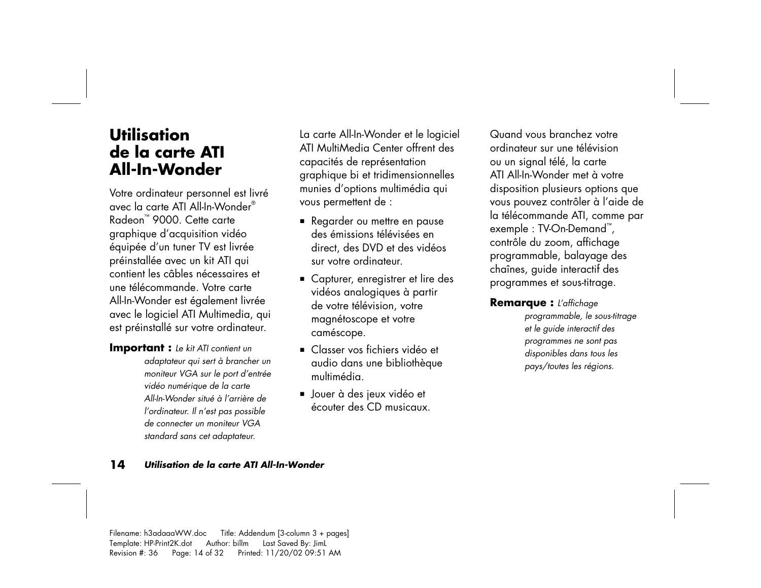# Utilisation de la carte ATI All-In-Wonder

Votre ordinateur personnel est livré avec la carte ATI All-In-Wonder® Radeon™ 9000. Cette carte graphique d'acquisition vidéo équipée d'un tuner TV est livrée préinstallée avec un kit ATI qui contient les câbles nécessaires et une télécommande. Votre carte All-In-Wonder est également livrée avec le logiciel ATI Multimedia, qui est préinstallé sur votre ordinateur.

**Important :** *Le kit ATI contient un adaptateur qui sert à brancher un moniteur VGA sur le port d'entrée vidéo numérique de la carte All-In-Wonder situé à l'arrière de l'ordinateur. Il n'est pas possible de connecter un moniteur VGA standard sans cet adaptateur.*

La carte All-In-Wonder et le logiciel ATI MultiMedia Center offrent des capacités de représentation graphique bi et tridimensionnelles munies d'options multimédia qui vous permettent de :

- Regarder ou mettre en pause des émissions télévisées en direct, des DVD et des vidéos sur votre ordinateur.
- Capturer, enregistrer et lire des vidéos analogiques à partir de votre télévision, votre magnétoscope et votre caméscope.
- Classer vos fichiers vidéo et audio dans une bibliothèque multimédia.
- Jouer à des jeux vidéo et écouter des CD musicaux.

Quand vous branchez votre ordinateur sur une télévision ou un signal télé, la carte ATI All-In-Wonder met à votre disposition plusieurs options que vous pouvez contrôler à l'aide de la télécommande ATI, comme par exemple : TV-On-Demand™, contrôle du zoom, affichage programmable, balayage des chaînes, guide interactif des programmes et sous-titrage.

**Remarque :** *L'affichage programmable, le sous-titrage et le guide interactif des programmes ne sont pas disponibles dans tous les pays/toutes les régions.*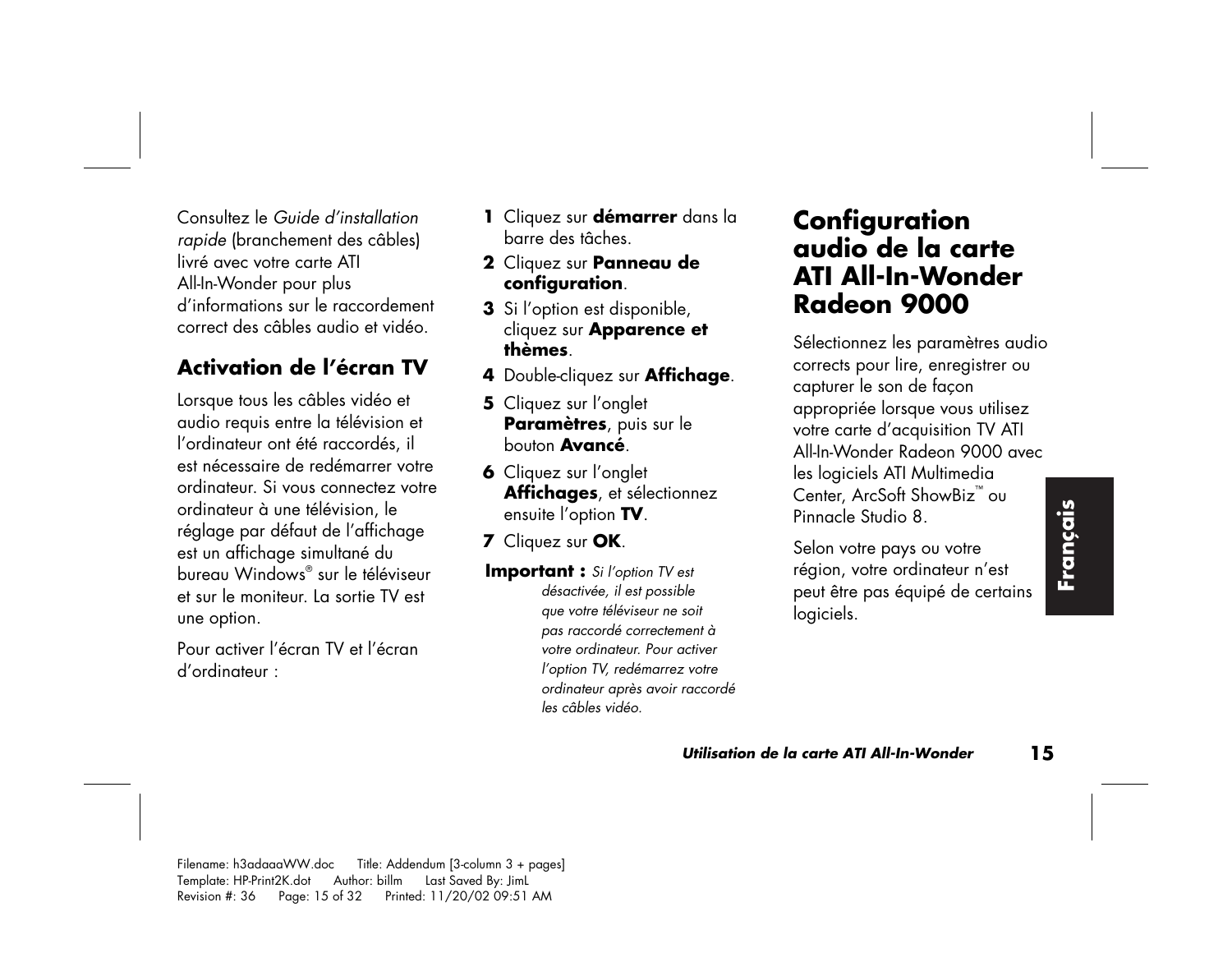Consultez le *Guide d'installation rapide* (branchement des câbles) livré avec votre carte ATI All-In-Wonder pour plus d'informations sur le raccordement correct des câbles audio et vidéo.

### Activation de l'écran TV

Lorsque tous les câbles vidéo et audio requis entre la télévision et l'ordinateur ont été raccordés, il est nécessaire de redémarrer votre ordinateur. Si vous connectez votre ordinateur à une télévision, le réglage par défaut de l'affichage est un affichage simultané du bureau Windows® sur le téléviseur et sur le moniteur. La sortie TV est une option.

Pour activer l'écran TV et l'écran d'ordinateur :

1. Cliquez sur **démarrer** dans la barre des tâches.
2. Cliquez sur **Panneau de configuration**.
3. Si l'option est disponible, cliquez sur **Apparence et thèmes**.
4. Double-cliquez sur **Affichage**.
5. Cliquez sur l'onglet **Paramètres**, puis sur le bouton **Avancé**.
6. Cliquez sur l'onglet **Affichages**, et sélectionnez ensuite l'option **TV**.
7. Cliquez sur **OK**.

**Important :** *Si l'option TV est désactivée, il est possible que votre téléviseur ne soit pas raccordé correctement à votre ordinateur. Pour activer l'option TV, redémarrez votre ordinateur après avoir raccordé les câbles vidéo.*

## Configuration audio de la carte ATI All-In-Wonder Radeon 9000

Sélectionnez les paramètres audio corrects pour lire, enregistrer ou capturer le son de façon appropriée lorsque vous utilisez votre carte d'acquisition TV ATI All-In-Wonder Radeon 9000 avec les logiciels ATI Multimedia Center, ArcSoft ShowBiz™ ou Pinnacle Studio 8.

Selon votre pays ou votre région, votre ordinateur n'est peut être pas équipé de certains logiciels.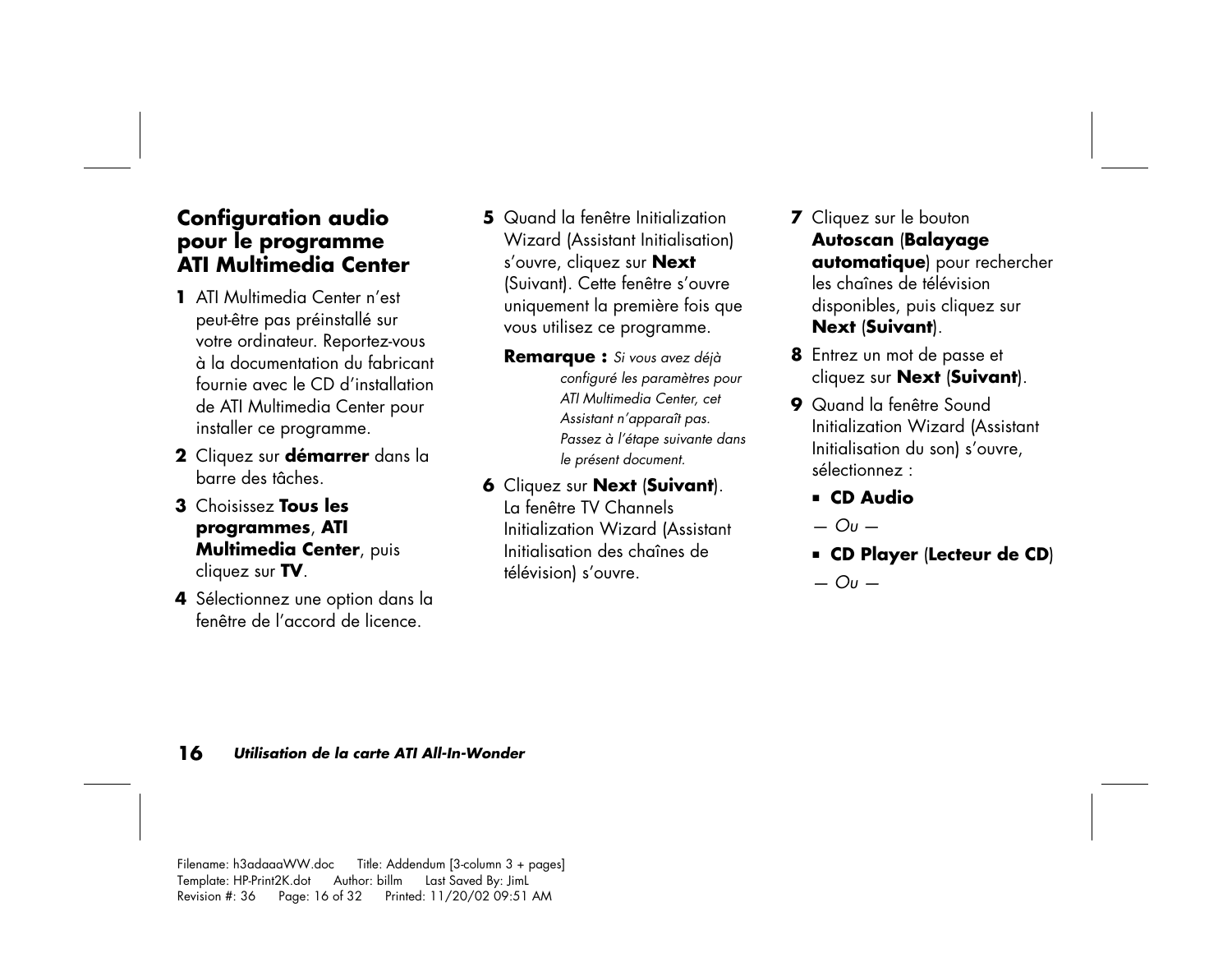## Configuration audio pour le programme ATI Multimedia Center

1 ATI Multimedia Center n'est peut-être pas préinstallé sur votre ordinateur. Reportez-vous à la documentation du fabricant fournie avec le CD d'installation de ATI Multimedia Center pour installer ce programme.
2 Cliquez sur **démarrer** dans la barre des tâches.
3 Choisissez **Tous les programmes**, **ATI Multimedia Center**, puis cliquez sur **TV**.
4 Sélectionnez une option dans la fenêtre de l'accord de licence.
5 Quand la fenêtre Initialization Wizard (Assistant Initialisation) s'ouvre, cliquez sur **Next** (Suivant). Cette fenêtre s'ouvre uniquement la première fois que vous utilisez ce programme.

   **Remarque :** *Si vous avez déjà configuré les paramètres pour ATI Multimedia Center, cet Assistant n'apparaît pas. Passez à l'étape suivante dans le présent document.*

6 Cliquez sur **Next** (**Suivant**). La fenêtre TV Channels Initialization Wizard (Assistant Initialisation des chaînes de télévision) s'ouvre.
7 Cliquez sur le bouton **Autoscan** (**Balayage automatique**) pour rechercher les chaînes de télévision disponibles, puis cliquez sur **Next** (**Suivant**).
8 Entrez un mot de passe et cliquez sur **Next** (**Suivant**).
9 Quand la fenêtre Sound Initialization Wizard (Assistant Initialisation du son) s'ouvre, sélectionnez :
   - **CD Audio**

   *— Ou —*

   - **CD Player** (**Lecteur de CD**)

   *— Ou —*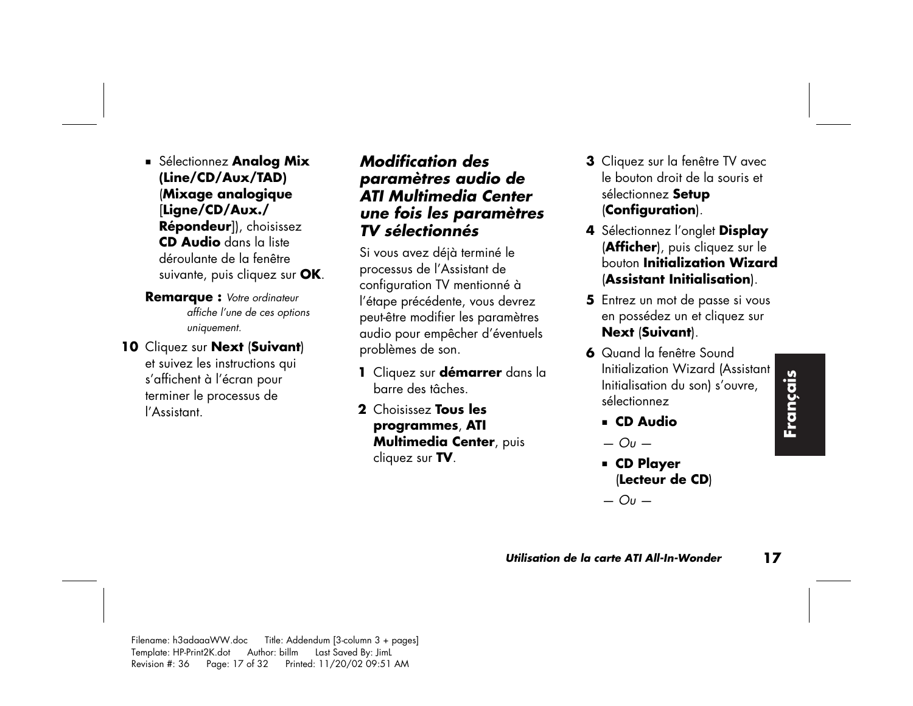- Sélectionnez **Analog Mix (Line/CD/Aux/TAD)** (**Mixage analogique** [**Ligne/CD/Aux./ Répondeur**]), choisissez **CD Audio** dans la liste déroulante de la fenêtre suivante, puis cliquez sur **OK**.

**Remarque :** *Votre ordinateur affiche l'une de ces options uniquement.*

10 Cliquez sur **Next** (**Suivant**) et suivez les instructions qui s'affichent à l'écran pour terminer le processus de l'Assistant.

### *Modification des paramètres audio de ATI Multimedia Center une fois les paramètres TV sélectionnés*

Si vous avez déjà terminé le processus de l'Assistant de configuration TV mentionné à l'étape précédente, vous devrez peut-être modifier les paramètres audio pour empêcher d'éventuels problèmes de son.

1 Cliquez sur **démarrer** dans la barre des tâches.

2 Choisissez **Tous les programmes**, **ATI Multimedia Center**, puis cliquez sur **TV**.

3 Cliquez sur la fenêtre TV avec le bouton droit de la souris et sélectionnez **Setup** (**Configuration**).

4 Sélectionnez l'onglet **Display** (**Afficher**), puis cliquez sur le bouton **Initialization Wizard** (**Assistant Initialisation**).

5 Entrez un mot de passe si vous en possédez un et cliquez sur **Next** (**Suivant**).

6 Quand la fenêtre Sound Initialization Wizard (Assistant Initialisation du son) s'ouvre, sélectionnez

- **CD Audio**

*— Ou —*

- **CD Player** (**Lecteur de CD**)

*— Ou —*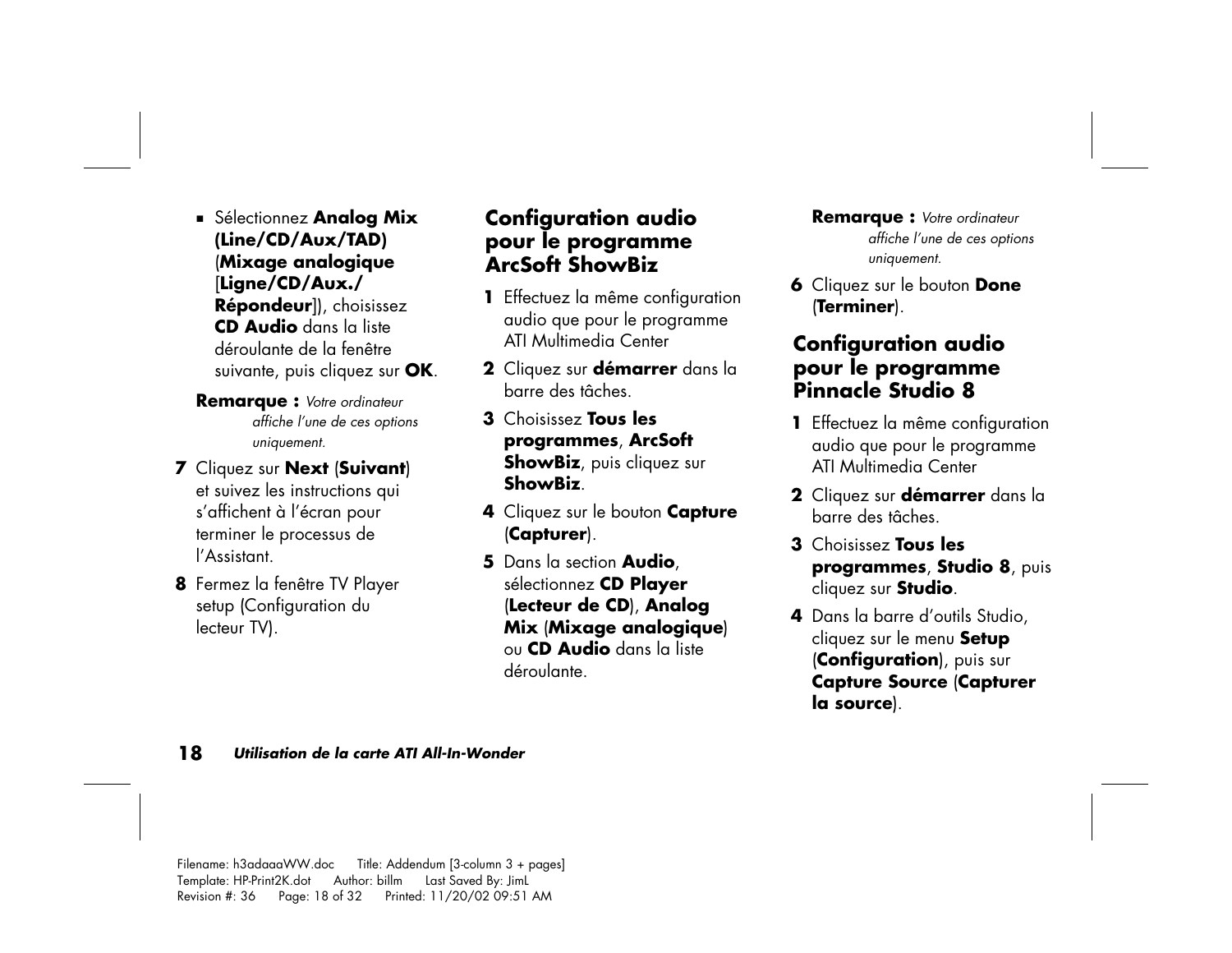- Sélectionnez **Analog Mix (Line/CD/Aux/TAD)** (**Mixage analogique** [**Ligne/CD/Aux./Répondeur**]), choisissez **CD Audio** dans la liste déroulante de la fenêtre suivante, puis cliquez sur **OK**.

**Remarque :** *Votre ordinateur affiche l'une de ces options uniquement.*

7 Cliquez sur **Next** (**Suivant**) et suivez les instructions qui s'affichent à l'écran pour terminer le processus de l'Assistant.

8 Fermez la fenêtre TV Player setup (Configuration du lecteur TV).

## Configuration audio pour le programme ArcSoft ShowBiz

1 Effectuez la même configuration audio que pour le programme ATI Multimedia Center

2 Cliquez sur **démarrer** dans la barre des tâches.

3 Choisissez **Tous les programmes**, **ArcSoft ShowBiz**, puis cliquez sur **ShowBiz**.

4 Cliquez sur le bouton **Capture** (**Capturer**).

5 Dans la section **Audio**, sélectionnez **CD Player** (**Lecteur de CD**), **Analog Mix** (**Mixage analogique**) ou **CD Audio** dans la liste déroulante.

**Remarque :** *Votre ordinateur affiche l'une de ces options uniquement.*

6 Cliquez sur le bouton **Done** (**Terminer**).

## Configuration audio pour le programme Pinnacle Studio 8

1 Effectuez la même configuration audio que pour le programme ATI Multimedia Center

2 Cliquez sur **démarrer** dans la barre des tâches.

3 Choisissez **Tous les programmes**, **Studio 8**, puis cliquez sur **Studio**.

4 Dans la barre d'outils Studio, cliquez sur le menu **Setup** (**Configuration**), puis sur **Capture Source** (**Capturer la source**).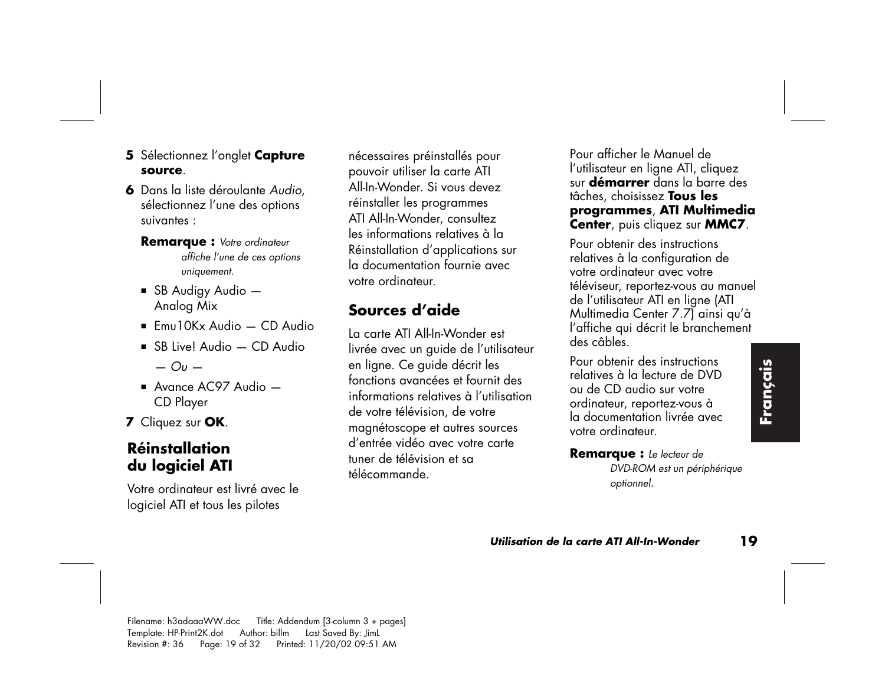5 Sélectionnez l'onglet **Capture source**.

6 Dans la liste déroulante *Audio*, sélectionnez l'une des options suivantes :

**Remarque :** *Votre ordinateur affiche l'une de ces options uniquement.*

- SB Audigy Audio — Analog Mix
- Emu10Kx Audio — CD Audio
- SB Live! Audio — CD Audio

*— Ou —*

- Avance AC97 Audio — CD Player

7 Cliquez sur **OK**.

## Réinstallation du logiciel ATI

Votre ordinateur est livré avec le logiciel ATI et tous les pilotes nécessaires préinstallés pour pouvoir utiliser la carte ATI All-In-Wonder. Si vous devez réinstaller les programmes ATI All-In-Wonder, consultez les informations relatives à la Réinstallation d'applications sur la documentation fournie avec votre ordinateur.

## Sources d'aide

La carte ATI All-In-Wonder est livrée avec un guide de l'utilisateur en ligne. Ce guide décrit les fonctions avancées et fournit des informations relatives à l'utilisation de votre télévision, de votre magnétoscope et autres sources d'entrée vidéo avec votre carte tuner de télévision et sa télécommande.

Pour afficher le Manuel de l'utilisateur en ligne ATI, cliquez sur **démarrer** dans la barre des tâches, choisissez **Tous les programmes**, **ATI Multimedia Center**, puis cliquez sur **MMC7**.

Pour obtenir des instructions relatives à la configuration de votre ordinateur avec votre téléviseur, reportez-vous au manuel de l'utilisateur ATI en ligne (ATI Multimedia Center 7.7) ainsi qu'à l'affiche qui décrit le branchement des câbles.

Pour obtenir des instructions relatives à la lecture de DVD ou de CD audio sur votre ordinateur, reportez-vous à la documentation livrée avec votre ordinateur.

**Remarque :** *Le lecteur de DVD-ROM est un périphérique optionnel.*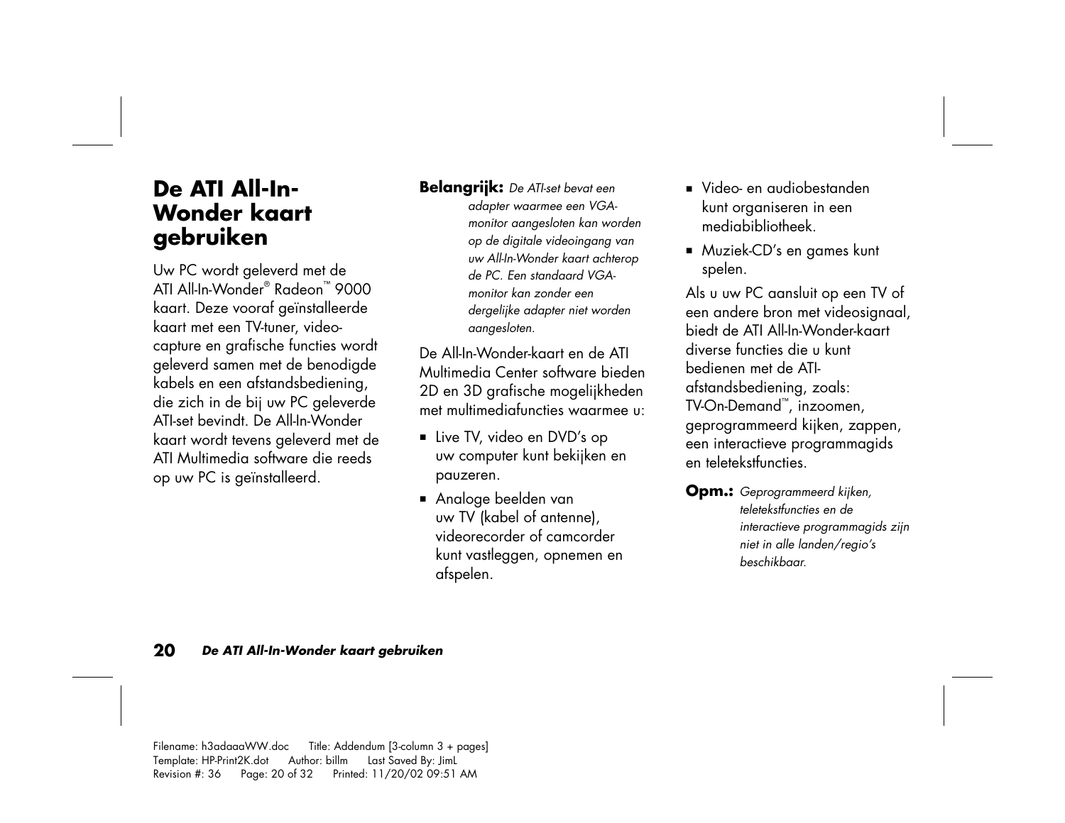# De ATI All-In-Wonder kaart gebruiken

Uw PC wordt geleverd met de ATI All-In-Wonder® Radeon™ 9000 kaart. Deze vooraf geïnstalleerde kaart met een TV-tuner, video-capture en grafische functies wordt geleverd samen met de benodigde kabels en een afstandsbediening, die zich in de bij uw PC geleverde ATI-set bevindt. De All-In-Wonder kaart wordt tevens geleverd met de ATI Multimedia software die reeds op uw PC is geïnstalleerd.

**Belangrijk:** *De ATI-set bevat een adapter waarmee een VGA-monitor aangesloten kan worden op de digitale videoingang van uw All-In-Wonder kaart achterop de PC. Een standaard VGA-monitor kan zonder een dergelijke adapter niet worden aangesloten.*

De All-In-Wonder-kaart en de ATI Multimedia Center software bieden 2D en 3D grafische mogelijkheden met multimediafuncties waarmee u:

- Live TV, video en DVD's op uw computer kunt bekijken en pauzeren.
- Analoge beelden van uw TV (kabel of antenne), videorecorder of camcorder kunt vastleggen, opnemen en afspelen.
- Video- en audiobestanden kunt organiseren in een mediabibliotheek.
- Muziek-CD's en games kunt spelen.

Als u uw PC aansluit op een TV of een andere bron met videosignaal, biedt de ATI All-In-Wonder-kaart diverse functies die u kunt bedienen met de ATI-afstandsbediening, zoals: TV-On-Demand™, inzoomen, geprogrammeerd kijken, zappen, een interactieve programmagids en teletekstfuncties.

**Opm.:** *Geprogrammeerd kijken, teletekstfuncties en de interactieve programmagids zijn niet in alle landen/regio's beschikbaar.*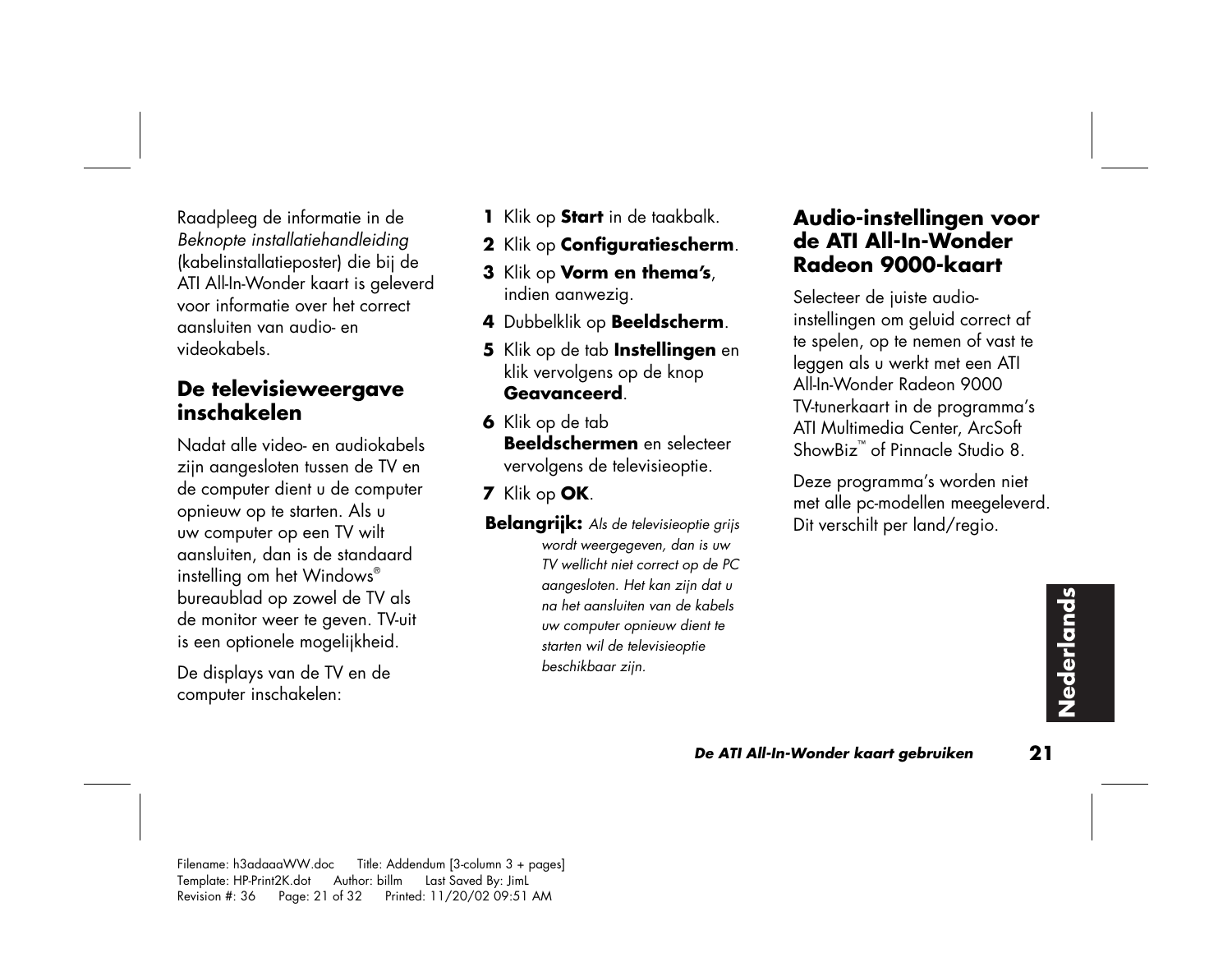Raadpleeg de informatie in de *Beknopte installatiehandleiding* (kabelinstallatieposter) die bij de ATI All-In-Wonder kaart is geleverd voor informatie over het correct aansluiten van audio- en videokabels.

## De televisieweergave inschakelen

Nadat alle video- en audiokabels zijn aangesloten tussen de TV en de computer dient u de computer opnieuw op te starten. Als u uw computer op een TV wilt aansluiten, dan is de standaard instelling om het Windows® bureaublad op zowel de TV als de monitor weer te geven. TV-uit is een optionele mogelijkheid.

De displays van de TV en de computer inschakelen:

1. Klik op **Start** in de taakbalk.
2. Klik op **Configuratiescherm**.
3. Klik op **Vorm en thema's**, indien aanwezig.
4. Dubbelklik op **Beeldscherm**.
5. Klik op de tab **Instellingen** en klik vervolgens op de knop **Geavanceerd**.
6. Klik op de tab **Beeldschermen** en selecteer vervolgens de televisieoptie.
7. Klik op **OK**.

**Belangrijk:** *Als de televisieoptie grijs wordt weergegeven, dan is uw TV wellicht niet correct op de PC aangesloten. Het kan zijn dat u na het aansluiten van de kabels uw computer opnieuw dient te starten wil de televisieoptie beschikbaar zijn.*

## Audio-instellingen voor de ATI All-In-Wonder Radeon 9000-kaart

Selecteer de juiste audio-instellingen om geluid correct af te spelen, op te nemen of vast te leggen als u werkt met een ATI All-In-Wonder Radeon 9000 TV-tunerkaart in de programma's ATI Multimedia Center, ArcSoft ShowBiz™ of Pinnacle Studio 8.

Deze programma's worden niet met alle pc-modellen meegeleverd. Dit verschilt per land/regio.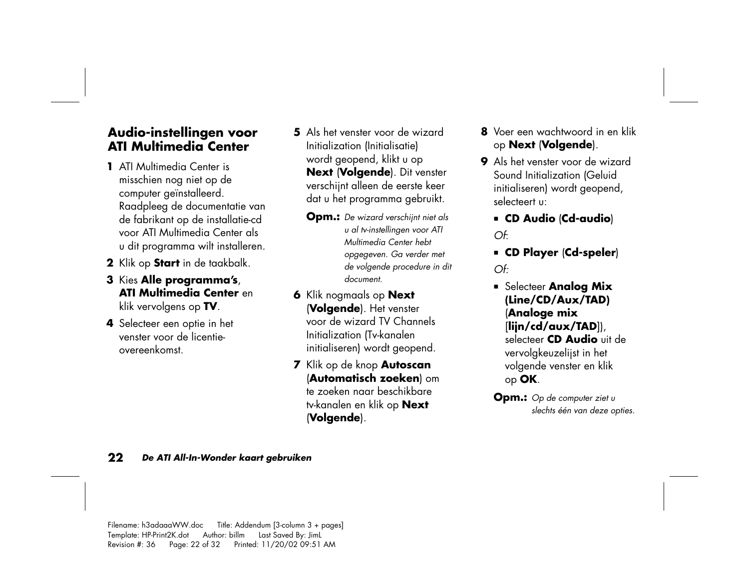## Audio-instellingen voor ATI Multimedia Center

1. ATI Multimedia Center is misschien nog niet op de computer geïnstalleerd. Raadpleeg de documentatie van de fabrikant op de installatie-cd voor ATI Multimedia Center als u dit programma wilt installeren.
2. Klik op **Start** in de taakbalk.
3. Kies **Alle programma's**, **ATI Multimedia Center** en klik vervolgens op **TV**.
4. Selecteer een optie in het venster voor de licentie-overeenkomst.
5. Als het venster voor de wizard Initialization (Initialisatie) wordt geopend, klikt u op **Next** (**Volgende**). Dit venster verschijnt alleen de eerste keer dat u het programma gebruikt.

   **Opm.:** *De wizard verschijnt niet als u al tv-instellingen voor ATI Multimedia Center hebt opgegeven. Ga verder met de volgende procedure in dit document.*

6. Klik nogmaals op **Next** (**Volgende**). Het venster voor de wizard TV Channels Initialization (Tv-kanalen initialiseren) wordt geopend.
7. Klik op de knop **Autoscan** (**Automatisch zoeken**) om te zoeken naar beschikbare tv-kanalen en klik op **Next** (**Volgende**).
8. Voer een wachtwoord in en klik op **Next** (**Volgende**).
9. Als het venster voor de wizard Sound Initialization (Geluid initialiseren) wordt geopend, selecteert u:
   - **CD Audio** (**Cd-audio**)

   *Of:*

   - **CD Player** (**Cd-speler**)

   *Of:*

   - Selecteer **Analog Mix (Line/CD/Aux/TAD)** (**Analoge mix** [**lijn/cd/aux/TAD**]), selecteer **CD Audio** uit de vervolgkeuzelijst in het volgende venster en klik op **OK**.

   **Opm.:** *Op de computer ziet u slechts één van deze opties.*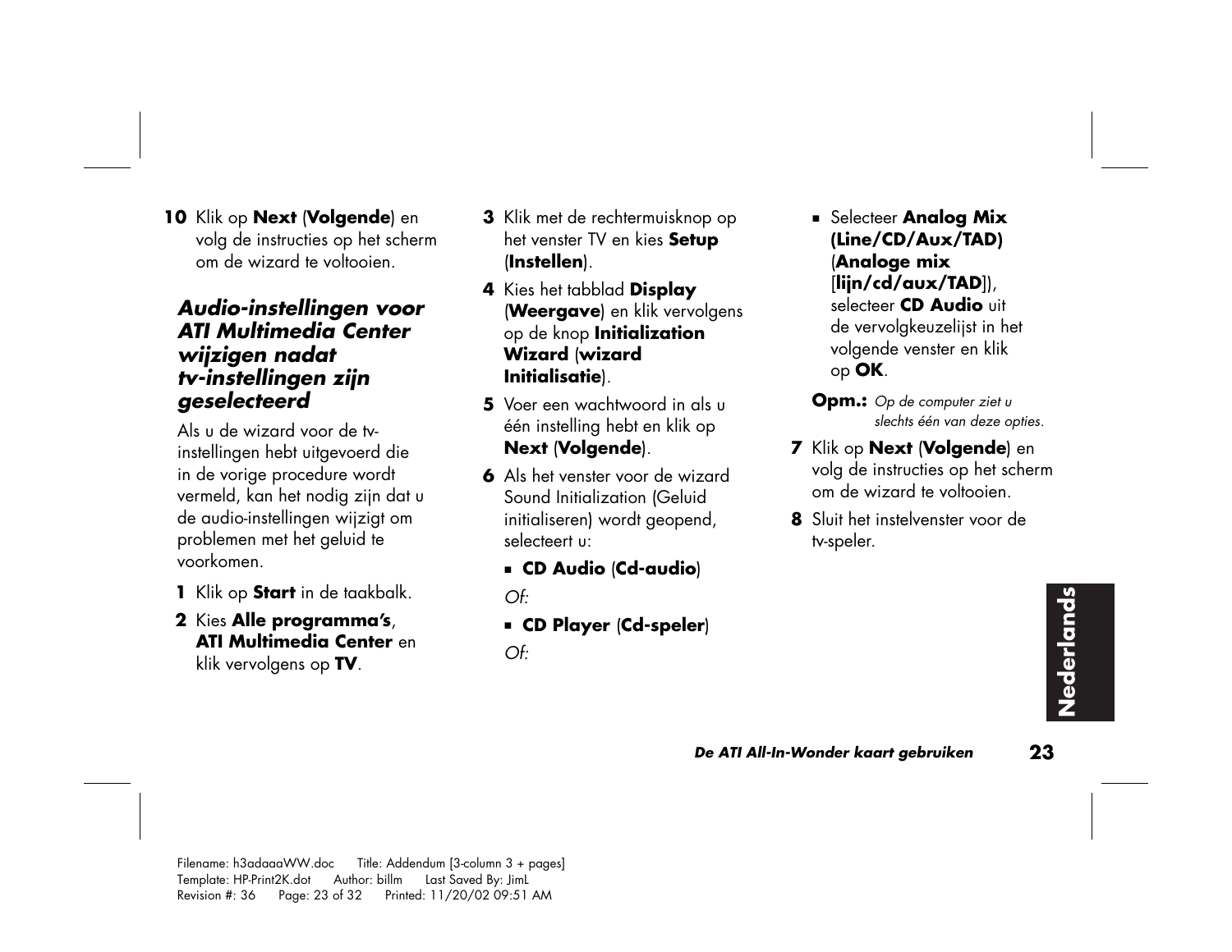10 Klik op **Next** (**Volgende**) en volg de instructies op het scherm om de wizard te voltooien.

## *Audio-instellingen voor ATI Multimedia Center wijzigen nadat tv-instellingen zijn geselecteerd*

Als u de wizard voor de tv-instellingen hebt uitgevoerd die in de vorige procedure wordt vermeld, kan het nodig zijn dat u de audio-instellingen wijzigt om problemen met het geluid te voorkomen.

1. Klik op **Start** in de taakbalk.
2. Kies **Alle programma's**, **ATI Multimedia Center** en klik vervolgens op **TV**.
3. Klik met de rechtermuisknop op het venster TV en kies **Setup** (**Instellen**).
4. Kies het tabblad **Display** (**Weergave**) en klik vervolgens op de knop **Initialization Wizard** (**wizard Initialisatie**).
5. Voer een wachtwoord in als u één instelling hebt en klik op **Next** (**Volgende**).
6. Als het venster voor de wizard Sound Initialization (Geluid initialiseren) wordt geopend, selecteert u:
   - **CD Audio** (**Cd-audio**)

   *Of:*

   - **CD Player** (**Cd-speler**)

   *Of:*

   - Selecteer **Analog Mix (Line/CD/Aux/TAD)** (**Analoge mix** [**lijn/cd/aux/TAD**]), selecteer **CD Audio** uit de vervolgkeuzelijst in het volgende venster en klik op **OK**.

   **Opm.:** *Op de computer ziet u slechts één van deze opties.*
7. Klik op **Next** (**Volgende**) en volg de instructies op het scherm om de wizard te voltooien.
8. Sluit het instelvenster voor de tv-speler.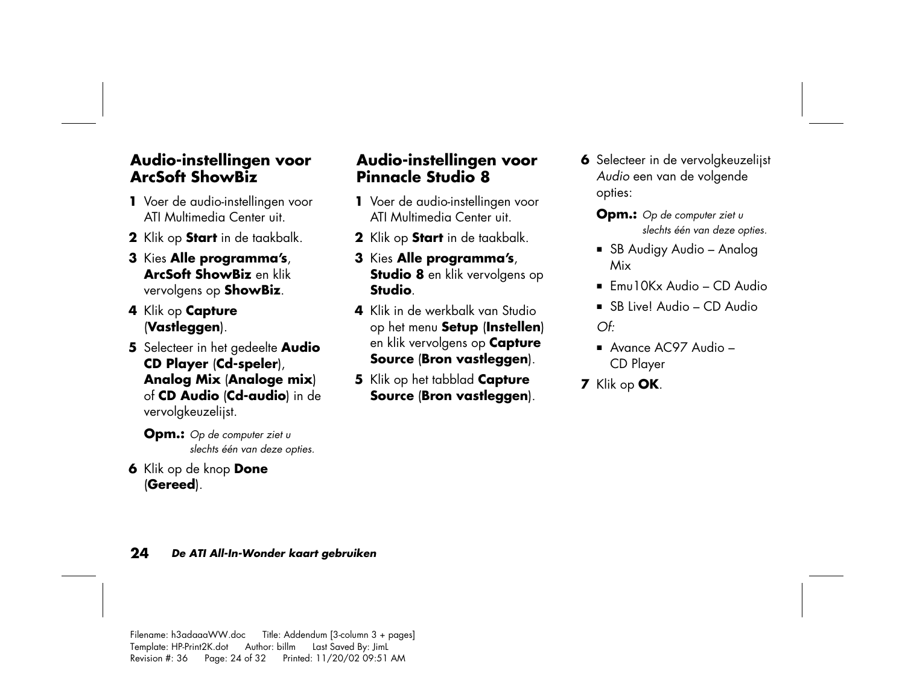## Audio-instellingen voor ArcSoft ShowBiz

1. Voer de audio-instellingen voor ATI Multimedia Center uit.
2. Klik op **Start** in de taakbalk.
3. Kies **Alle programma's**, **ArcSoft ShowBiz** en klik vervolgens op **ShowBiz**.
4. Klik op **Capture** (**Vastleggen**).
5. Selecteer in het gedeelte **Audio CD Player** (**Cd-speler**), **Analog Mix** (**Analoge mix**) of **CD Audio** (**Cd-audio**) in de vervolgkeuzelijst.

   **Opm.:** *Op de computer ziet u slechts één van deze opties.*

6. Klik op de knop **Done** (**Gereed**).

## Audio-instellingen voor Pinnacle Studio 8

1. Voer de audio-instellingen voor ATI Multimedia Center uit.
2. Klik op **Start** in de taakbalk.
3. Kies **Alle programma's**, **Studio 8** en klik vervolgens op **Studio**.
4. Klik in de werkbalk van Studio op het menu **Setup** (**Instellen**) en klik vervolgens op **Capture Source** (**Bron vastleggen**).
5. Klik op het tabblad **Capture Source** (**Bron vastleggen**).
6. Selecteer in de vervolgkeuzelijst *Audio* een van de volgende opties:

   **Opm.:** *Op de computer ziet u slechts één van deze opties.*

   - SB Audigy Audio – Analog Mix
   - Emu10Kx Audio – CD Audio
   - SB Live! Audio – CD Audio

   *Of:*

   - Avance AC97 Audio – CD Player

7. Klik op **OK**.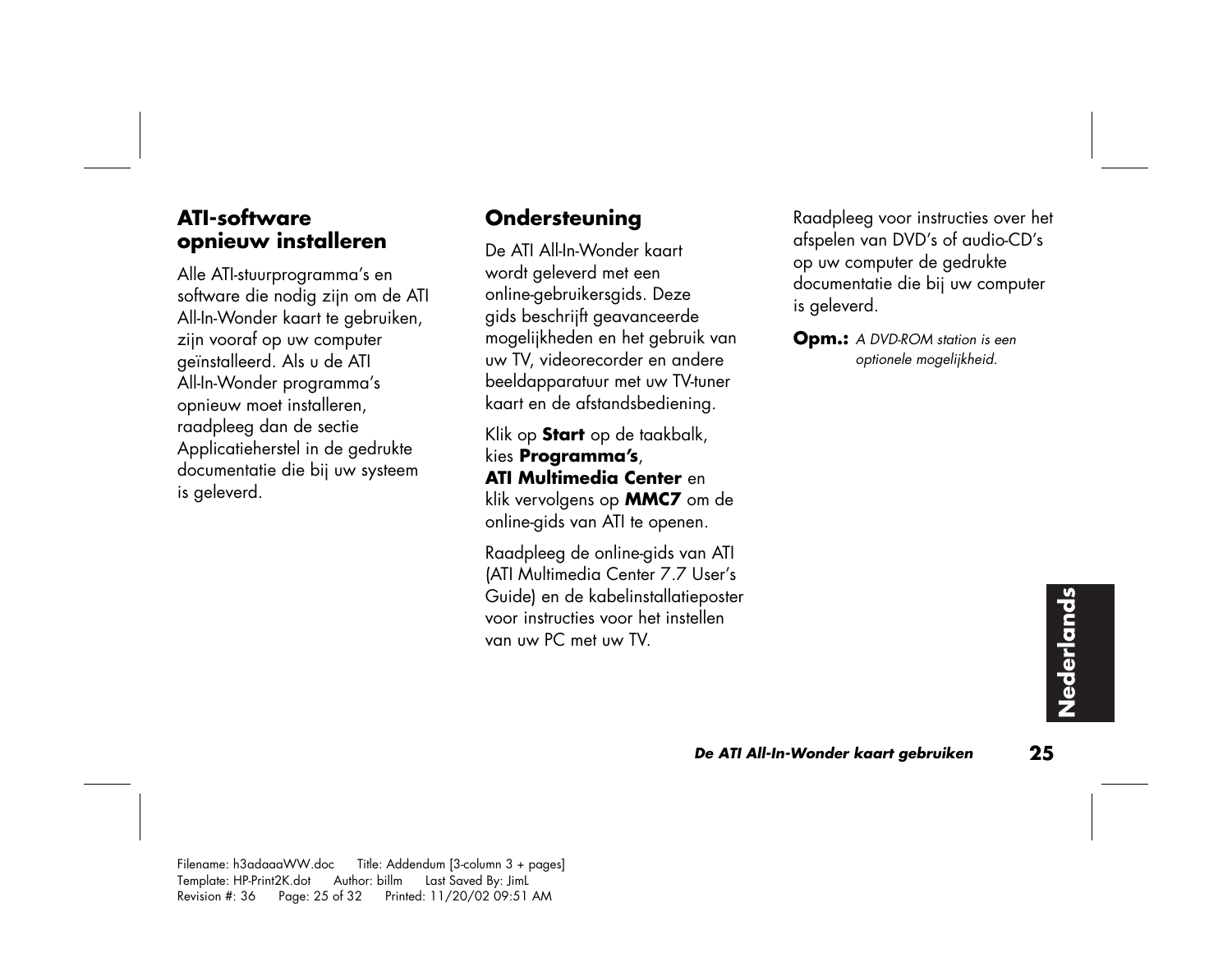## ATI-software opnieuw installeren

Alle ATI-stuurprogramma's en software die nodig zijn om de ATI All-In-Wonder kaart te gebruiken, zijn vooraf op uw computer geïnstalleerd. Als u de ATI All-In-Wonder programma's opnieuw moet installeren, raadpleeg dan de sectie Applicatieherstel in de gedrukte documentatie die bij uw systeem is geleverd.

## Ondersteuning

De ATI All-In-Wonder kaart wordt geleverd met een online-gebruikersgids. Deze gids beschrijft geavanceerde mogelijkheden en het gebruik van uw TV, videorecorder en andere beeldapparatuur met uw TV-tuner kaart en de afstandsbediening.

Klik op **Start** op de taakbalk, kies **Programma's**, **ATI Multimedia Center** en klik vervolgens op **MMC7** om de online-gids van ATI te openen.

Raadpleeg de online-gids van ATI (ATI Multimedia Center 7.7 User's Guide) en de kabelinstallatieposter voor instructies voor het instellen van uw PC met uw TV.

Raadpleeg voor instructies over het afspelen van DVD's of audio-CD's op uw computer de gedrukte documentatie die bij uw computer is geleverd.

**Opm.:** *A DVD-ROM station is een optionele mogelijkheid.*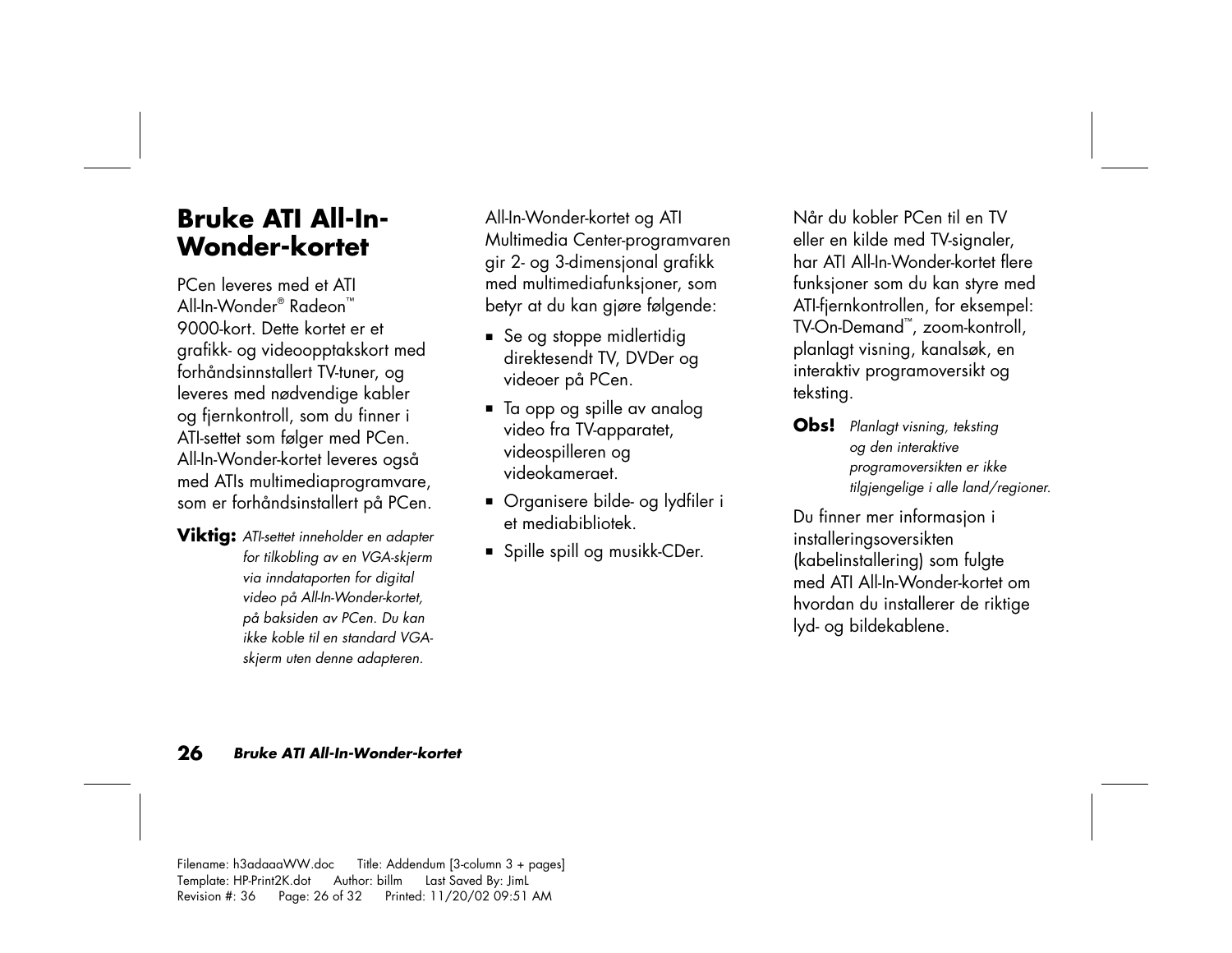# Bruke ATI All-In-Wonder-kortet

PCen leveres med et ATI All-In-Wonder® Radeon™ 9000-kort. Dette kortet er et grafikk- og videoopptakskort med forhåndsinnstallert TV-tuner, og leveres med nødvendige kabler og fjernkontroll, som du finner i ATI-settet som følger med PCen. All-In-Wonder-kortet leveres også med ATIs multimediaprogramvare, som er forhåndsinstallert på PCen.

**Viktig:** *ATI-settet inneholder en adapter for tilkobling av en VGA-skjerm via inndataporten for digital video på All-In-Wonder-kortet, på baksiden av PCen. Du kan ikke koble til en standard VGA-skjerm uten denne adapteren.*

All-In-Wonder-kortet og ATI Multimedia Center-programvaren gir 2- og 3-dimensjonal grafikk med multimediafunksjoner, som betyr at du kan gjøre følgende:

- Se og stoppe midlertidig direktesendt TV, DVDer og videoer på PCen.
- Ta opp og spille av analog video fra TV-apparatet, videospilleren og videokameraet.
- Organisere bilde- og lydfiler i et mediabibliotek.
- Spille spill og musikk-CDer.

Når du kobler PCen til en TV eller en kilde med TV-signaler, har ATI All-In-Wonder-kortet flere funksjoner som du kan styre med ATI-fjernkontrollen, for eksempel: TV-On-Demand™, zoom-kontroll, planlagt visning, kanalsøk, en interaktiv programoversikt og teksting.

**Obs!** *Planlagt visning, teksting og den interaktive programoversikten er ikke tilgjengelige i alle land/regioner.*

Du finner mer informasjon i installeringsoversikten (kabelinstallering) som fulgte med ATI All-In-Wonder-kortet om hvordan du installerer de riktige lyd- og bildekablene.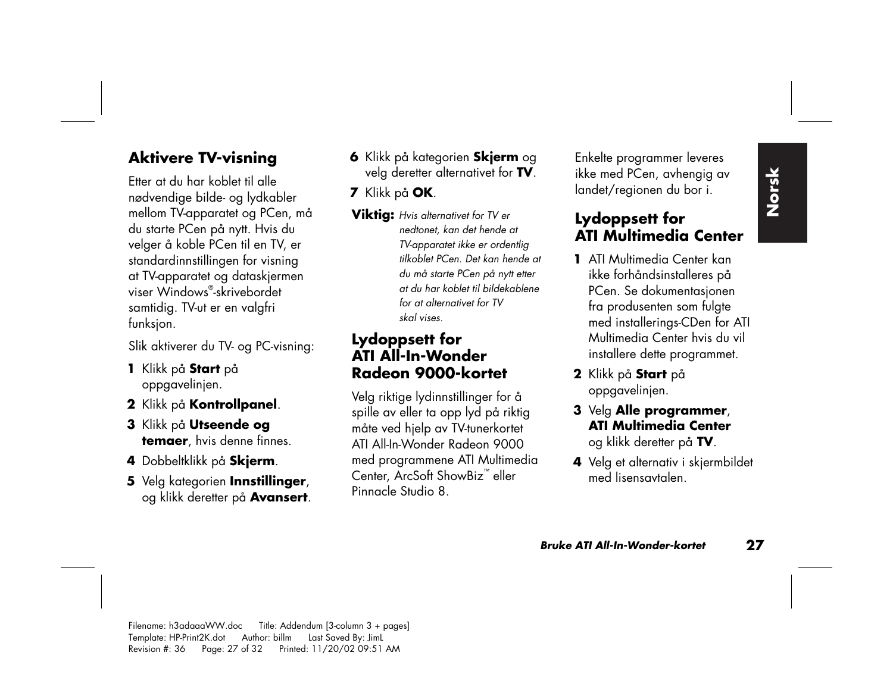## Aktivere TV-visning

Etter at du har koblet til alle nødvendige bilde- og lydkabler mellom TV-apparatet og PCen, må du starte PCen på nytt. Hvis du velger å koble PCen til en TV, er standardinnstillingen for visning at TV-apparatet og dataskjermen viser Windows®-skrivebordet samtidig. TV-ut er en valgfri funksjon.

Slik aktiverer du TV- og PC-visning:

1. Klikk på **Start** på oppgavelinjen.
2. Klikk på **Kontrollpanel**.
3. Klikk på **Utseende og temaer**, hvis denne finnes.
4. Dobbeltklikk på **Skjerm**.
5. Velg kategorien **Innstillinger**, og klikk deretter på **Avansert**.
6. Klikk på kategorien **Skjerm** og velg deretter alternativet for **TV**.
7. Klikk på **OK**.

**Viktig:** *Hvis alternativet for TV er nedtonet, kan det hende at TV-apparatet ikke er ordentlig tilkoblet PCen. Det kan hende at du må starte PCen på nytt etter at du har koblet til bildekablene for at alternativet for TV skal vises.*

## Lydoppsett for ATI All-In-Wonder Radeon 9000-kortet

Velg riktige lydinnstillinger for å spille av eller ta opp lyd på riktig måte ved hjelp av TV-tunerkortet ATI All-In-Wonder Radeon 9000 med programmene ATI Multimedia Center, ArcSoft ShowBiz™ eller Pinnacle Studio 8.

Enkelte programmer leveres ikke med PCen, avhengig av landet/regionen du bor i.

## Lydoppsett for ATI Multimedia Center

1. ATI Multimedia Center kan ikke forhåndsinstalleres på PCen. Se dokumentasjonen fra produsenten som fulgte med installerings-CDen for ATI Multimedia Center hvis du vil installere dette programmet.
2. Klikk på **Start** på oppgavelinjen.
3. Velg **Alle programmer**, **ATI Multimedia Center** og klikk deretter på **TV**.
4. Velg et alternativ i skjermbildet med lisensavtalen.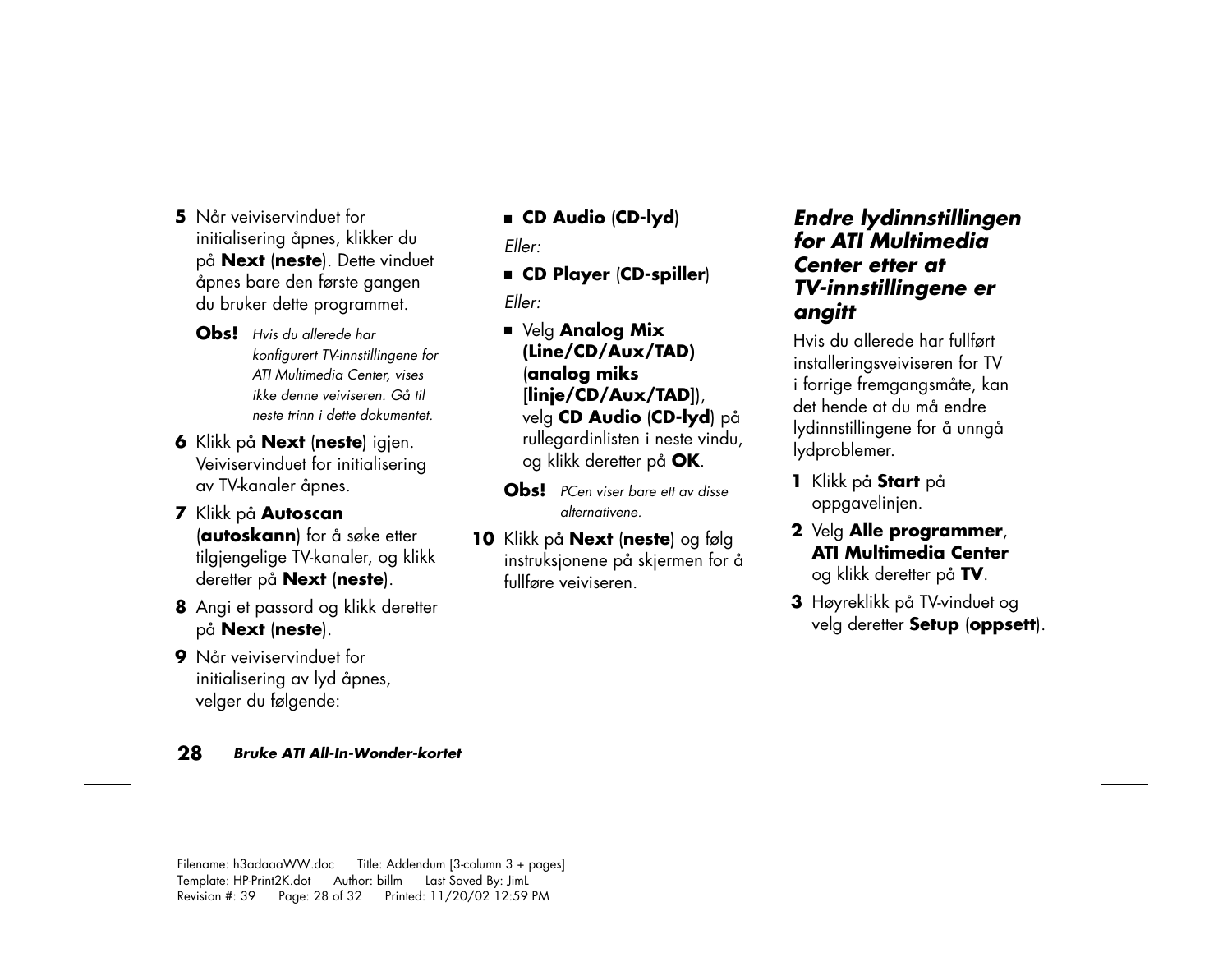5. Når veiviservinduet for initialisering åpnes, klikker du på **Next** (**neste**). Dette vinduet åpnes bare den første gangen du bruker dette programmet.

   **Obs!** *Hvis du allerede har konfigurert TV-innstillingene for ATI Multimedia Center, vises ikke denne veiviseren. Gå til neste trinn i dette dokumentet.*

6. Klikk på **Next** (**neste**) igjen. Veiviservinduet for initialisering av TV-kanaler åpnes.
7. Klikk på **Autoscan** (**autoskann**) for å søke etter tilgjengelige TV-kanaler, og klikk deretter på **Next** (**neste**).
8. Angi et passord og klikk deretter på **Next** (**neste**).
9. Når veiviservinduet for initialisering av lyd åpnes, velger du følgende:

   - **CD Audio** (**CD-lyd**)

   *Eller:*

   - **CD Player** (**CD-spiller**)

   *Eller:*

   - Velg **Analog Mix (Line/CD/Aux/TAD)** (**analog miks** [**linje/CD/Aux/TAD**]), velg **CD Audio** (**CD-lyd**) på rullegardinlisten i neste vindu, og klikk deretter på **OK**.

   **Obs!** *PCen viser bare ett av disse alternativene.*

10. Klikk på **Next** (**neste**) og følg instruksjonene på skjermen for å fullføre veiviseren.

### *Endre lydinnstillingen for ATI Multimedia Center etter at TV-innstillingene er angitt*

Hvis du allerede har fullført installeringsveiviseren for TV i forrige fremgangsmåte, kan det hende at du må endre lydinnstillingene for å unngå lydproblemer.

1. Klikk på **Start** på oppgavelinjen.
2. Velg **Alle programmer**, **ATI Multimedia Center** og klikk deretter på **TV**.
3. Høyreklikk på TV-vinduet og velg deretter **Setup** (**oppsett**).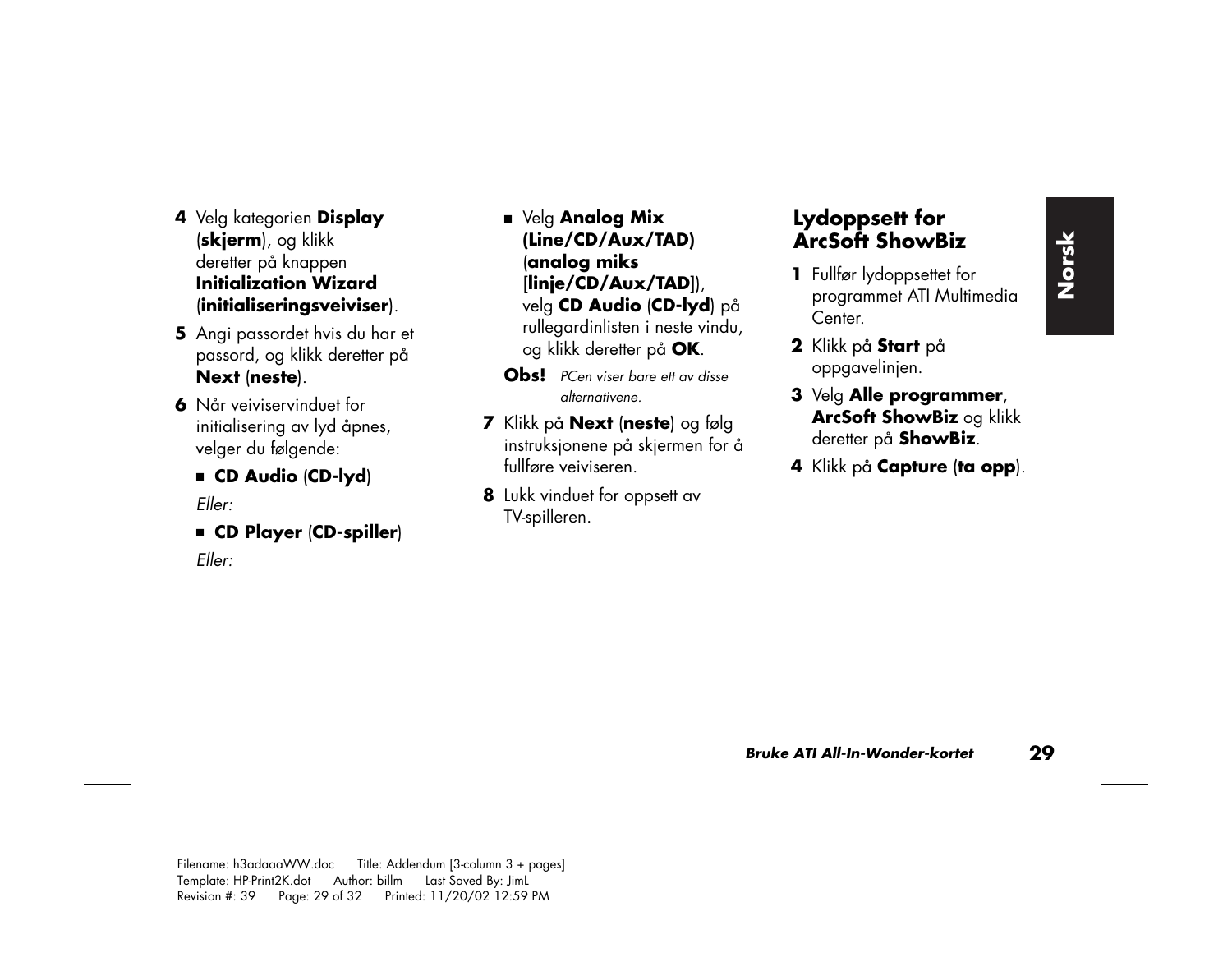4 Velg kategorien **Display** (**skjerm**), og klikk deretter på knappen **Initialization Wizard** (**initialiseringsveiviser**).

5 Angi passordet hvis du har et passord, og klikk deretter på **Next** (**neste**).

6 Når veiviservinduet for initialisering av lyd åpnes, velger du følgende:

- **CD Audio** (**CD-lyd**)

*Eller:*

- **CD Player** (**CD-spiller**)

*Eller:*

- Velg **Analog Mix (Line/CD/Aux/TAD)** (**analog miks** [**linje/CD/Aux/TAD**]), velg **CD Audio** (**CD-lyd**) på rullegardinlisten i neste vindu, og klikk deretter på **OK**.

**Obs!** *PCen viser bare ett av disse alternativene.*

7 Klikk på **Next** (**neste**) og følg instruksjonene på skjermen for å fullføre veiviseren.

8 Lukk vinduet for oppsett av TV-spilleren.

## Lydoppsett for ArcSoft ShowBiz

1 Fullfør lydoppsettet for programmet ATI Multimedia Center.

2 Klikk på **Start** på oppgavelinjen.

3 Velg **Alle programmer**, **ArcSoft ShowBiz** og klikk deretter på **ShowBiz**.

4 Klikk på **Capture** (**ta opp**).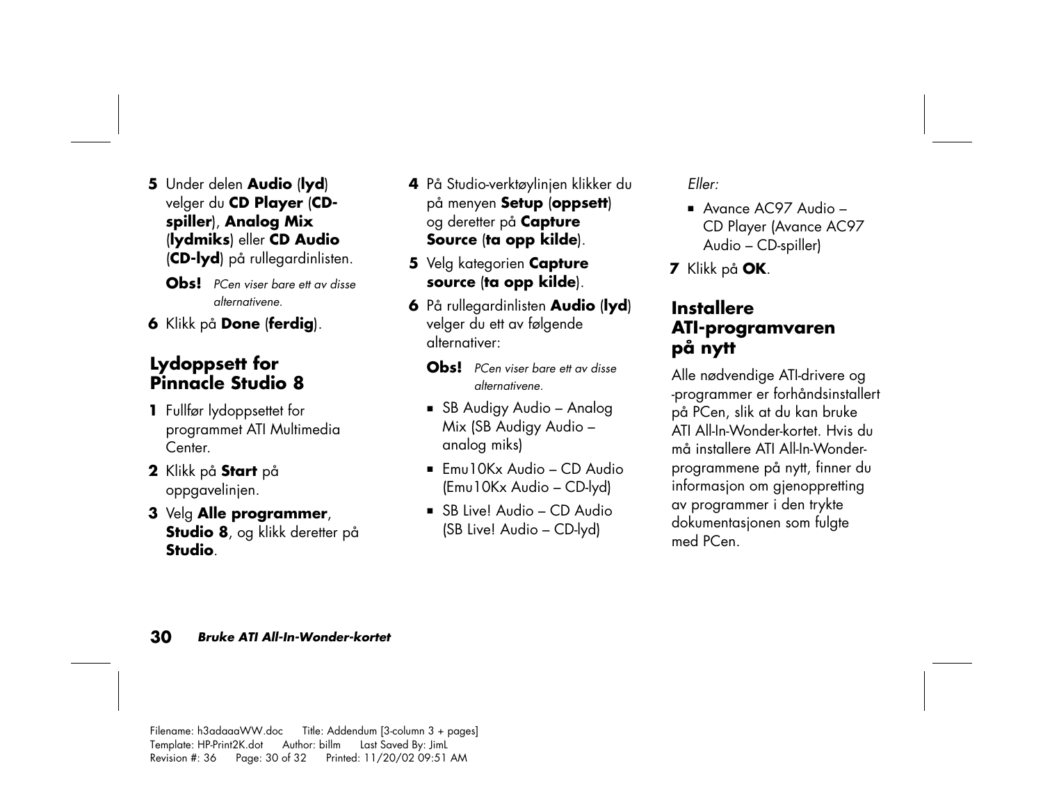5 Under delen **Audio** (**lyd**) velger du **CD Player** (**CD-spiller**), **Analog Mix** (**lydmiks**) eller **CD Audio** (**CD-lyd**) på rullegardinlisten.

**Obs!** *PCen viser bare ett av disse alternativene.*

6 Klikk på **Done** (**ferdig**).

## Lydoppsett for Pinnacle Studio 8

1 Fullfør lydoppsettet for programmet ATI Multimedia Center.

2 Klikk på **Start** på oppgavelinjen.

3 Velg **Alle programmer**, **Studio 8**, og klikk deretter på **Studio**.

4 På Studio-verktøylinjen klikker du på menyen **Setup** (**oppsett**) og deretter på **Capture Source** (**ta opp kilde**).

5 Velg kategorien **Capture source** (**ta opp kilde**).

6 På rullegardinlisten **Audio** (**lyd**) velger du ett av følgende alternativer:

**Obs!** *PCen viser bare ett av disse alternativene.*

- SB Audigy Audio – Analog Mix (SB Audigy Audio – analog miks)
- Emu10Kx Audio – CD Audio (Emu10Kx Audio – CD-lyd)
- SB Live! Audio – CD Audio (SB Live! Audio – CD-lyd)

*Eller:*

- Avance AC97 Audio – CD Player (Avance AC97 Audio – CD-spiller)

7 Klikk på **OK**.

## Installere ATI-programvaren på nytt

Alle nødvendige ATI-drivere og -programmer er forhåndsinstallert på PCen, slik at du kan bruke ATI All-In-Wonder-kortet. Hvis du må installere ATI All-In-Wonder-programmene på nytt, finner du informasjon om gjenoppretting av programmer i den trykte dokumentasjonen som fulgte med PCen.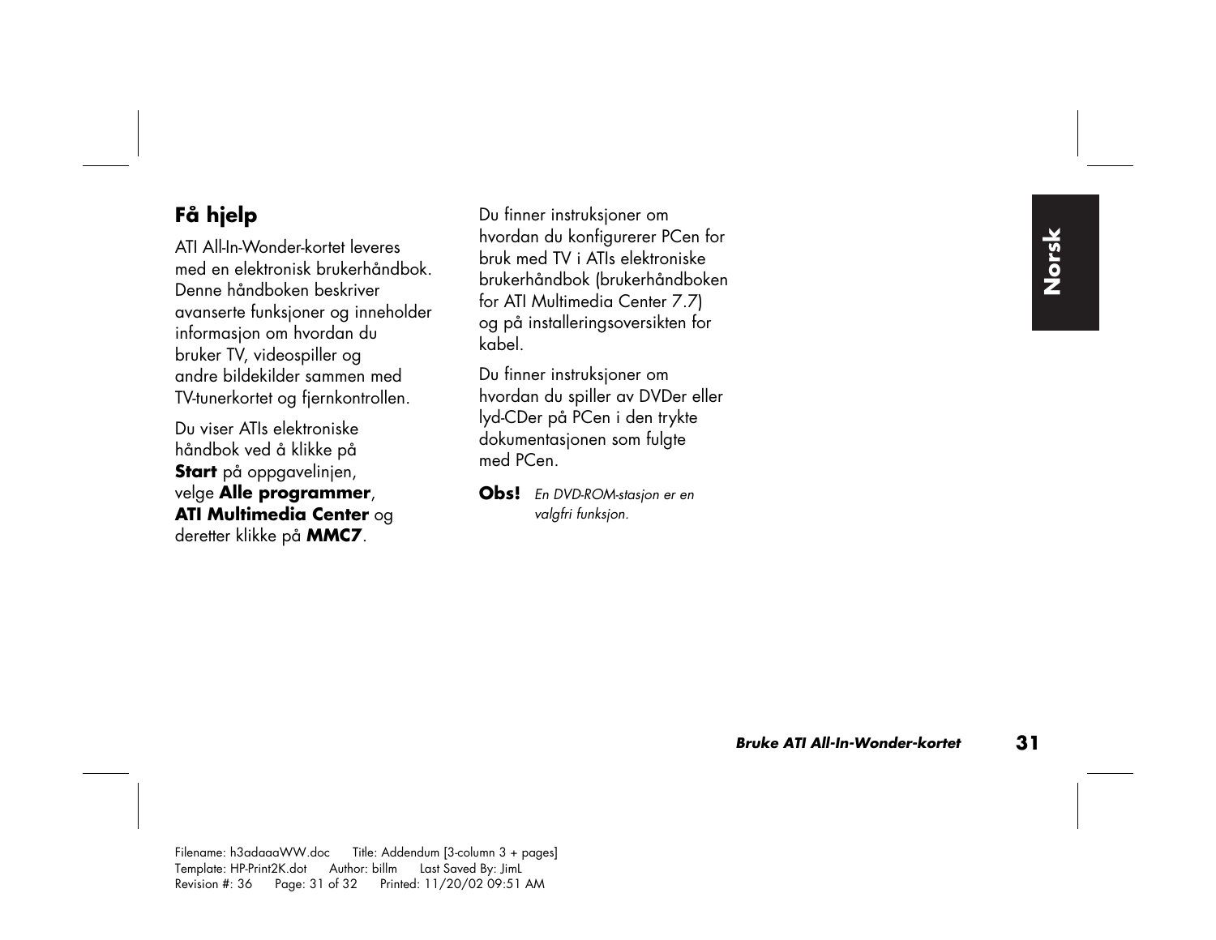## Få hjelp

ATI All-In-Wonder-kortet leveres med en elektronisk brukerhåndbok. Denne håndboken beskriver avanserte funksjoner og inneholder informasjon om hvordan du bruker TV, videospiller og andre bildekilder sammen med TV-tunerkortet og fjernkontrollen.

Du viser ATIs elektroniske håndbok ved å klikke på **Start** på oppgavelinjen, velge **Alle programmer**, **ATI Multimedia Center** og deretter klikke på **MMC7**.

Du finner instruksjoner om hvordan du konfigurerer PCen for bruk med TV i ATIs elektroniske brukerhåndbok (brukerhåndboken for ATI Multimedia Center 7.7) og på installeringsoversikten for kabel.

Du finner instruksjoner om hvordan du spiller av DVDer eller lyd-CDer på PCen i den trykte dokumentasjonen som fulgte med PCen.

**Obs!** *En DVD-ROM-stasjon er en valgfri funksjon.*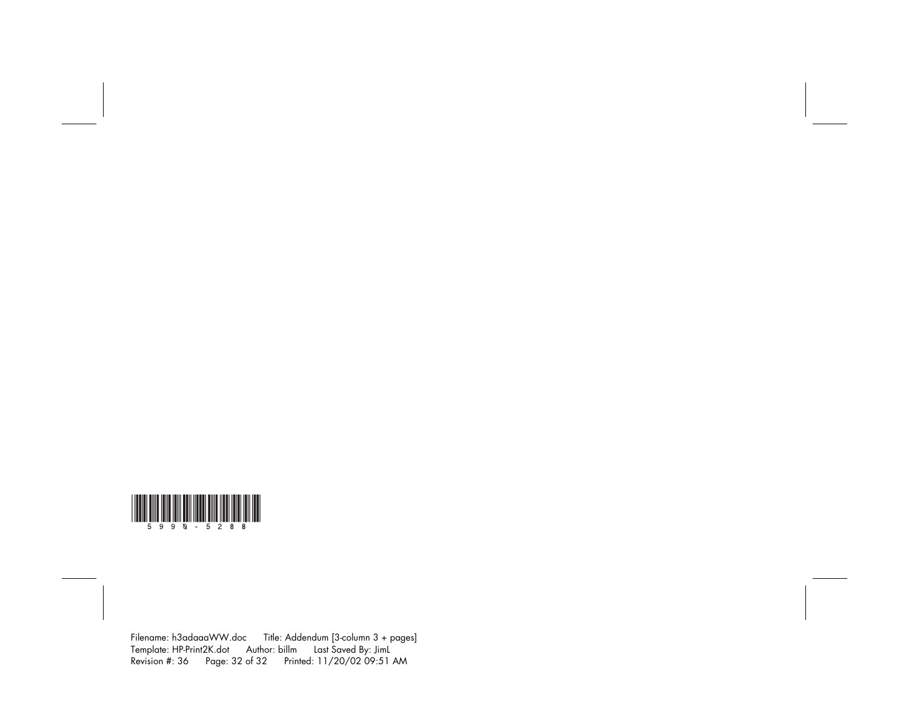5990-5288

Filename: h3adaaaWW.doc Title: Addendum [3-column 3 + pages]
Template: HP-Print2K.dot Author: billm Last Saved By: JimL
Revision #: 36 Page: 32 of 32 Printed: 11/20/02 09:51 AM